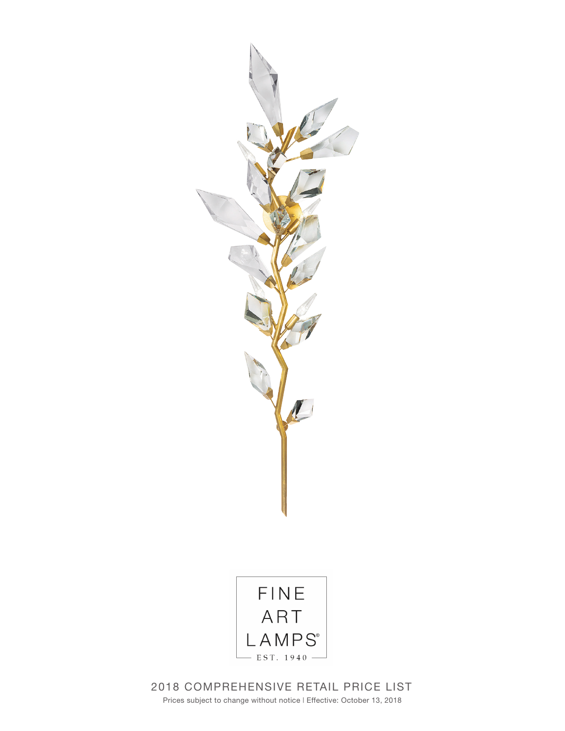FINE
ART
LAMPS®
EST. 1940

# 2018 COMPREHENSIVE RETAIL PRICE LIST

Prices subject to change without notice | Effective: October 13, 2018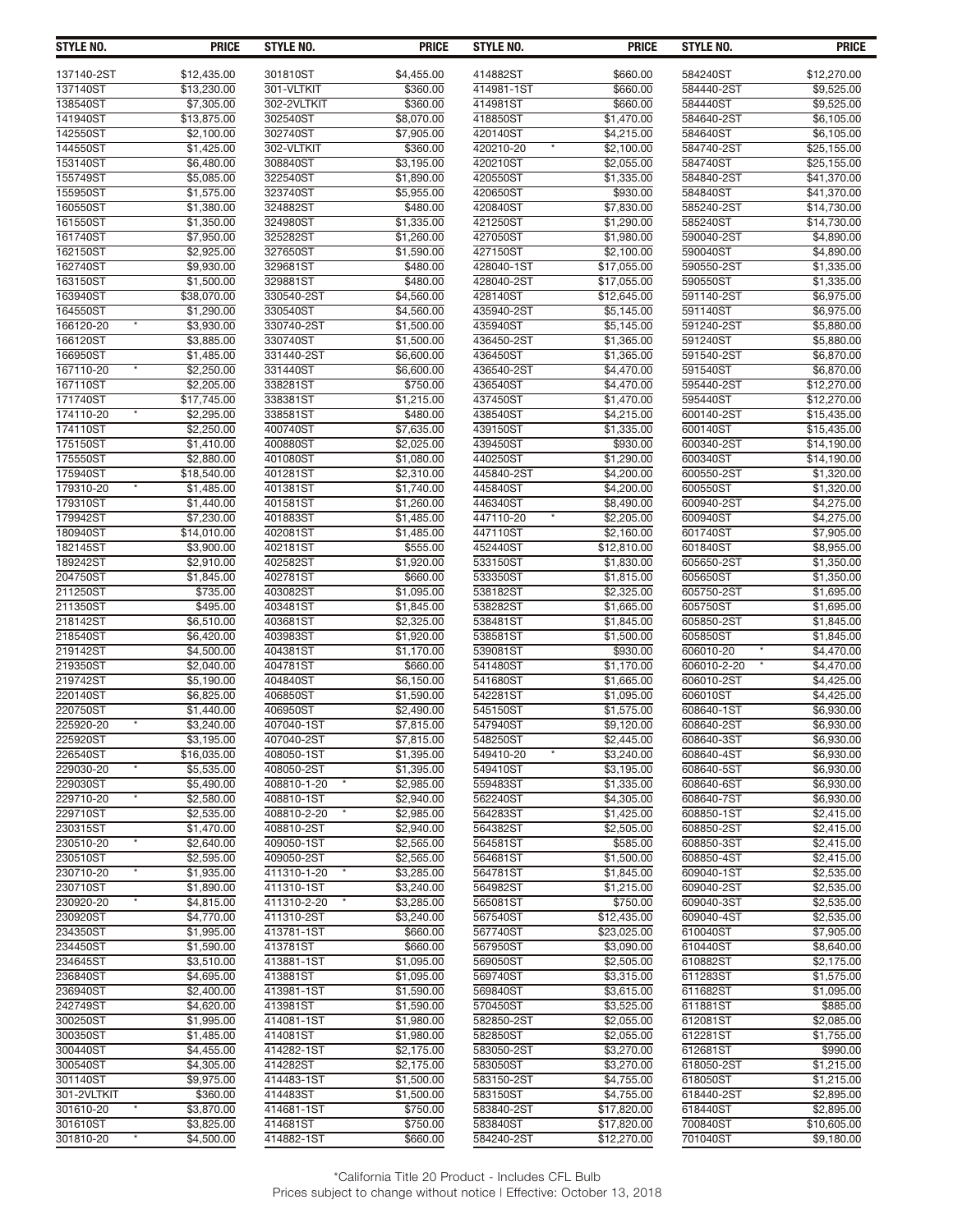| STYLE NO. | PRICE | STYLE NO. | PRICE | STYLE NO. | PRICE | STYLE NO. | PRICE |
|---|---|---|---|---|---|---|---|
| 137140-2ST | $12,435.00 | 301810ST | $4,455.00 | 414882ST | $660.00 | 584240ST | $12,270.00 |
| 137140ST | $13,230.00 | 301-VLTKIT | $360.00 | 414981-1ST | $660.00 | 584440-2ST | $9,525.00 |
| 138540ST | $7,305.00 | 302-2VLTKIT | $360.00 | 414981ST | $660.00 | 584440ST | $9,525.00 |
| 141940ST | $13,875.00 | 302540ST | $8,070.00 | 418850ST | $1,470.00 | 584640-2ST | $6,105.00 |
| 142550ST | $2,100.00 | 302740ST | $7,905.00 | 420140ST | $4,215.00 | 584640ST | $6,105.00 |
| 144550ST | $1,425.00 | 302-VLTKIT | $360.00 | 420210-20 * | $2,100.00 | 584740-2ST | $25,155.00 |
| 153140ST | $6,480.00 | 308840ST | $3,195.00 | 420210ST | $2,055.00 | 584740ST | $25,155.00 |
| 155749ST | $5,085.00 | 322540ST | $1,890.00 | 420550ST | $1,335.00 | 584840-2ST | $41,370.00 |
| 155950ST | $1,575.00 | 323740ST | $5,955.00 | 420650ST | $930.00 | 584840ST | $41,370.00 |
| 160550ST | $1,380.00 | 324882ST | $480.00 | 420840ST | $7,830.00 | 585240-2ST | $14,730.00 |
| 161550ST | $1,350.00 | 324980ST | $1,335.00 | 421250ST | $1,290.00 | 585240ST | $14,730.00 |
| 161740ST | $7,950.00 | 325282ST | $1,260.00 | 427050ST | $1,980.00 | 590040-2ST | $4,890.00 |
| 162150ST | $2,925.00 | 327650ST | $1,590.00 | 427150ST | $2,100.00 | 590040ST | $4,890.00 |
| 162740ST | $9,930.00 | 329681ST | $480.00 | 428040-1ST | $17,055.00 | 590550-2ST | $1,335.00 |
| 163150ST | $1,500.00 | 329881ST | $480.00 | 428040-2ST | $17,055.00 | 590550ST | $1,335.00 |
| 163940ST | $38,070.00 | 330540-2ST | $4,560.00 | 428140ST | $12,645.00 | 591140-2ST | $6,975.00 |
| 164550ST | $1,290.00 | 330540ST | $4,560.00 | 435940-2ST | $5,145.00 | 591140ST | $6,975.00 |
| 166120-20 * | $3,930.00 | 330740-2ST | $1,500.00 | 435940ST | $5,145.00 | 591240-2ST | $5,880.00 |
| 166120ST | $3,885.00 | 330740ST | $1,500.00 | 436450-2ST | $1,365.00 | 591240ST | $5,880.00 |
| 166950ST | $1,485.00 | 331440-2ST | $6,600.00 | 436450ST | $1,365.00 | 591540-2ST | $6,870.00 |
| 167110-20 * | $2,250.00 | 331440ST | $6,600.00 | 436540-2ST | $4,470.00 | 591540ST | $6,870.00 |
| 167110ST | $2,205.00 | 338281ST | $750.00 | 436540ST | $4,470.00 | 595440-2ST | $12,270.00 |
| 171740ST | $17,745.00 | 338381ST | $1,215.00 | 437450ST | $1,470.00 | 595440ST | $12,270.00 |
| 174110-20 * | $2,295.00 | 338581ST | $480.00 | 438540ST | $4,215.00 | 600140-2ST | $15,435.00 |
| 174110ST | $2,250.00 | 400740ST | $7,635.00 | 439150ST | $1,335.00 | 600140ST | $15,435.00 |
| 175150ST | $1,410.00 | 400880ST | $2,025.00 | 439450ST | $930.00 | 600340-2ST | $14,190.00 |
| 175550ST | $2,880.00 | 401080ST | $1,080.00 | 440250ST | $1,290.00 | 600340ST | $14,190.00 |
| 175940ST | $18,540.00 | 401281ST | $2,310.00 | 445840-2ST | $4,200.00 | 600550-2ST | $1,320.00 |
| 179310-20 * | $1,485.00 | 401381ST | $1,740.00 | 445840ST | $4,200.00 | 600550ST | $1,320.00 |
| 179310ST | $1,440.00 | 401581ST | $1,260.00 | 446340ST | $8,490.00 | 600940-2ST | $4,275.00 |
| 179942ST | $7,230.00 | 401883ST | $1,485.00 | 447110-20 * | $2,205.00 | 600940ST | $4,275.00 |
| 180940ST | $14,010.00 | 402081ST | $1,485.00 | 447110ST | $2,160.00 | 601740ST | $7,905.00 |
| 182145ST | $3,900.00 | 402181ST | $555.00 | 452440ST | $12,810.00 | 601840ST | $8,955.00 |
| 189242ST | $2,910.00 | 402582ST | $1,920.00 | 533150ST | $1,830.00 | 605650-2ST | $1,350.00 |
| 204750ST | $1,845.00 | 402781ST | $660.00 | 533350ST | $1,815.00 | 605650ST | $1,350.00 |
| 211250ST | $735.00 | 403082ST | $1,095.00 | 538182ST | $2,325.00 | 605750-2ST | $1,695.00 |
| 211350ST | $495.00 | 403481ST | $1,845.00 | 538282ST | $1,665.00 | 605750ST | $1,695.00 |
| 218142ST | $6,510.00 | 403681ST | $2,325.00 | 538481ST | $1,845.00 | 605850-2ST | $1,845.00 |
| 218540ST | $6,420.00 | 403983ST | $1,920.00 | 538581ST | $1,500.00 | 605850ST | $1,845.00 |
| 219142ST | $4,500.00 | 404381ST | $1,170.00 | 539081ST | $930.00 | 606010-20 * | $4,470.00 |
| 219350ST | $2,040.00 | 404781ST | $660.00 | 541480ST | $1,170.00 | 606010-2-20 * | $4,470.00 |
| 219742ST | $5,190.00 | 404840ST | $6,150.00 | 541680ST | $1,665.00 | 606010-2ST | $4,425.00 |
| 220140ST | $6,825.00 | 406850ST | $1,590.00 | 542281ST | $1,095.00 | 606010ST | $4,425.00 |
| 220750ST | $1,440.00 | 406950ST | $2,490.00 | 545150ST | $1,575.00 | 608640-1ST | $6,930.00 |
| 225920-20 * | $3,240.00 | 407040-1ST | $7,815.00 | 547940ST | $9,120.00 | 608640-2ST | $6,930.00 |
| 225920ST | $3,195.00 | 407040-2ST | $7,815.00 | 548250ST | $2,445.00 | 608640-3ST | $6,930.00 |
| 226540ST | $16,035.00 | 408050-1ST | $1,395.00 | 549410-20 * | $3,240.00 | 608640-4ST | $6,930.00 |
| 229030-20 * | $5,535.00 | 408050-2ST | $1,395.00 | 549410ST | $3,195.00 | 608640-5ST | $6,930.00 |
| 229030ST | $5,490.00 | 408810-1-20 * | $2,985.00 | 559483ST | $1,335.00 | 608640-6ST | $6,930.00 |
| 229710-20 * | $2,580.00 | 408810-1ST | $2,940.00 | 562240ST | $4,305.00 | 608640-7ST | $6,930.00 |
| 229710ST | $2,535.00 | 408810-2-20 * | $2,985.00 | 564283ST | $1,425.00 | 608850-1ST | $2,415.00 |
| 230315ST | $1,470.00 | 408810-2ST | $2,940.00 | 564382ST | $2,505.00 | 608850-2ST | $2,415.00 |
| 230510-20 * | $2,640.00 | 409050-1ST | $2,565.00 | 564581ST | $585.00 | 608850-3ST | $2,415.00 |
| 230510ST | $2,595.00 | 409050-2ST | $2,565.00 | 564681ST | $1,500.00 | 608850-4ST | $2,415.00 |
| 230710-20 * | $1,935.00 | 411310-1-20 * | $3,285.00 | 564781ST | $1,845.00 | 609040-1ST | $2,535.00 |
| 230710ST | $1,890.00 | 411310-1ST | $3,240.00 | 564982ST | $1,215.00 | 609040-2ST | $2,535.00 |
| 230920-20 * | $4,815.00 | 411310-2-20 * | $3,285.00 | 565081ST | $750.00 | 609040-3ST | $2,535.00 |
| 230920ST | $4,770.00 | 411310-2ST | $3,240.00 | 567540ST | $12,435.00 | 609040-4ST | $2,535.00 |
| 234350ST | $1,995.00 | 413781-1ST | $660.00 | 567740ST | $23,025.00 | 610040ST | $7,905.00 |
| 234450ST | $1,590.00 | 413781ST | $660.00 | 567950ST | $3,090.00 | 610440ST | $8,640.00 |
| 234645ST | $3,510.00 | 413881-1ST | $1,095.00 | 569050ST | $2,505.00 | 610882ST | $2,175.00 |
| 236840ST | $4,695.00 | 413881ST | $1,095.00 | 569740ST | $3,315.00 | 611283ST | $1,575.00 |
| 236940ST | $2,400.00 | 413981-1ST | $1,590.00 | 569840ST | $3,615.00 | 611682ST | $1,095.00 |
| 242749ST | $4,620.00 | 413981ST | $1,590.00 | 570450ST | $3,525.00 | 611881ST | $885.00 |
| 300250ST | $1,995.00 | 414081-1ST | $1,980.00 | 582850-2ST | $2,055.00 | 612081ST | $2,085.00 |
| 300350ST | $1,485.00 | 414081ST | $1,980.00 | 582850ST | $2,055.00 | 612281ST | $1,755.00 |
| 300440ST | $4,455.00 | 414282-1ST | $2,175.00 | 583050-2ST | $3,270.00 | 612681ST | $990.00 |
| 300540ST | $4,305.00 | 414282ST | $2,175.00 | 583050ST | $3,270.00 | 618050-2ST | $1,215.00 |
| 301140ST | $9,975.00 | 414483-1ST | $1,500.00 | 583150-2ST | $4,755.00 | 618050ST | $1,215.00 |
| 301-2VLTKIT | $360.00 | 414483ST | $1,500.00 | 583150ST | $4,755.00 | 618440-2ST | $2,895.00 |
| 301610-20 * | $3,870.00 | 414681-1ST | $750.00 | 583840-2ST | $17,820.00 | 618440ST | $2,895.00 |
| 301610ST | $3,825.00 | 414681ST | $750.00 | 583840ST | $17,820.00 | 700840ST | $10,605.00 |
| 301810-20 * | $4,500.00 | 414882-1ST | $660.00 | 584240-2ST | $12,270.00 | 701040ST | $9,180.00 |

*California Title 20 Product - Includes CFL Bulb

Prices subject to change without notice | Effective: October 13, 2018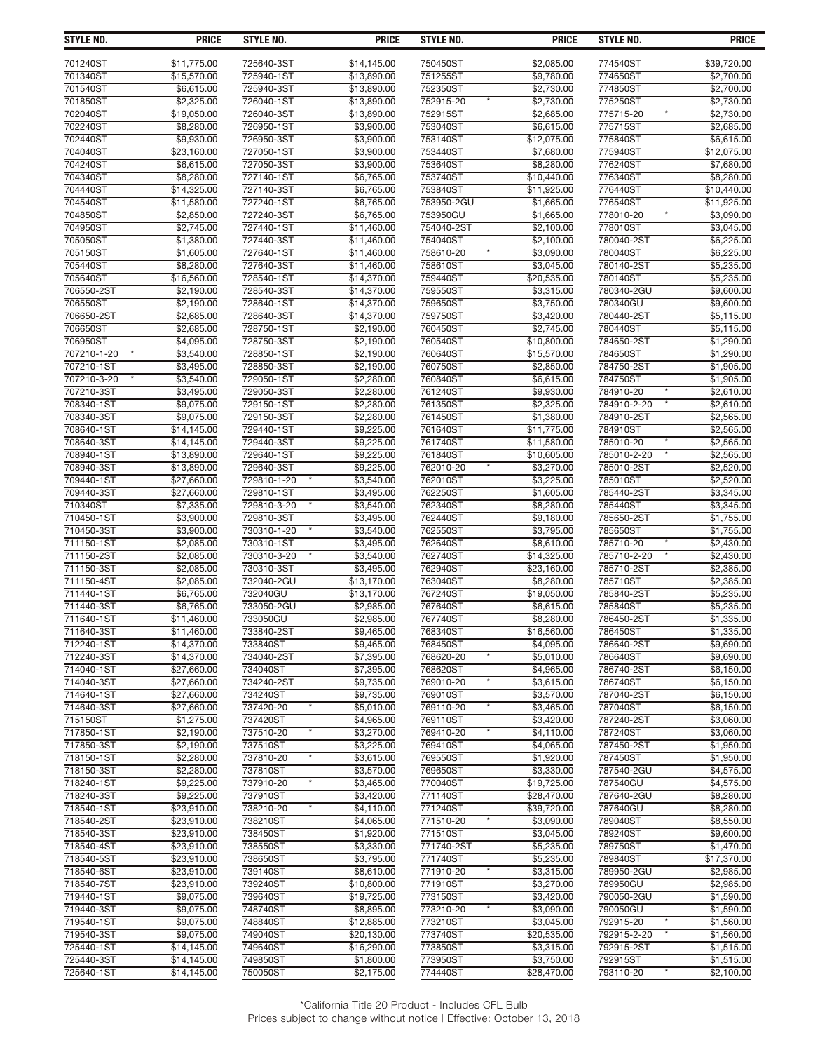| STYLE NO. | PRICE | STYLE NO. | PRICE | STYLE NO. | PRICE | STYLE NO. | PRICE |
|---|---|---|---|---|---|---|---|
| 701240ST | $11,775.00 | 725640-3ST | $14,145.00 | 750450ST | $2,085.00 | 774540ST | $39,720.00 |
| 701340ST | $15,570.00 | 725940-1ST | $13,890.00 | 751255ST | $9,780.00 | 774650ST | $2,700.00 |
| 701540ST | $6,615.00 | 725940-3ST | $13,890.00 | 752350ST | $2,730.00 | 774850ST | $2,700.00 |
| 701850ST | $2,325.00 | 726040-1ST | $13,890.00 | 752915-20 * | $2,730.00 | 775250ST | $2,730.00 |
| 702040ST | $19,050.00 | 726040-3ST | $13,890.00 | 752915ST | $2,685.00 | 775715-20 * | $2,730.00 |
| 702240ST | $8,280.00 | 726950-1ST | $3,900.00 | 753040ST | $6,615.00 | 775715ST | $2,685.00 |
| 702440ST | $9,930.00 | 726950-3ST | $3,900.00 | 753140ST | $12,075.00 | 775840ST | $6,615.00 |
| 704040ST | $23,160.00 | 727050-1ST | $3,900.00 | 753440ST | $7,680.00 | 775940ST | $12,075.00 |
| 704240ST | $6,615.00 | 727050-3ST | $3,900.00 | 753640ST | $8,280.00 | 776240ST | $7,680.00 |
| 704340ST | $8,280.00 | 727140-1ST | $6,765.00 | 753740ST | $10,440.00 | 776340ST | $8,280.00 |
| 704440ST | $14,325.00 | 727140-3ST | $6,765.00 | 753840ST | $11,925.00 | 776440ST | $10,440.00 |
| 704540ST | $11,580.00 | 727240-1ST | $6,765.00 | 753950-2GU | $1,665.00 | 776540ST | $11,925.00 |
| 704850ST | $2,850.00 | 727240-3ST | $6,765.00 | 753950GU | $1,665.00 | 778010-20 * | $3,090.00 |
| 704950ST | $2,745.00 | 727440-1ST | $11,460.00 | 754040-2ST | $2,100.00 | 778010ST | $3,045.00 |
| 705050ST | $1,380.00 | 727440-3ST | $11,460.00 | 754040ST | $2,100.00 | 780040-2ST | $6,225.00 |
| 705150ST | $1,605.00 | 727640-1ST | $11,460.00 | 758610-20 * | $3,090.00 | 780040ST | $6,225.00 |
| 705440ST | $8,280.00 | 727640-3ST | $11,460.00 | 758610ST | $3,045.00 | 780140-2ST | $5,235.00 |
| 705640ST | $16,560.00 | 728540-1ST | $14,370.00 | 759440ST | $20,535.00 | 780140ST | $5,235.00 |
| 706550-2ST | $2,190.00 | 728540-3ST | $14,370.00 | 759550ST | $3,315.00 | 780340-2GU | $9,600.00 |
| 706550ST | $2,190.00 | 728640-1ST | $14,370.00 | 759650ST | $3,750.00 | 780340GU | $9,600.00 |
| 706650-2ST | $2,685.00 | 728640-3ST | $14,370.00 | 759750ST | $3,420.00 | 780440-2ST | $5,115.00 |
| 706650ST | $2,685.00 | 728750-1ST | $2,190.00 | 760450ST | $2,745.00 | 780440ST | $5,115.00 |
| 706950ST | $4,095.00 | 728750-3ST | $2,190.00 | 760540ST | $10,800.00 | 784650-2ST | $1,290.00 |
| 707210-1-20 * | $3,540.00 | 728850-1ST | $2,190.00 | 760640ST | $15,570.00 | 784650ST | $1,290.00 |
| 707210-1ST | $3,495.00 | 728850-3ST | $2,190.00 | 760750ST | $2,850.00 | 784750-2ST | $1,905.00 |
| 707210-3-20 * | $3,540.00 | 729050-1ST | $2,280.00 | 760840ST | $6,615.00 | 784750ST | $1,905.00 |
| 707210-3ST | $3,495.00 | 729050-3ST | $2,280.00 | 761240ST | $9,930.00 | 784910-20 * | $2,610.00 |
| 708340-1ST | $9,075.00 | 729150-1ST | $2,280.00 | 761350ST | $2,325.00 | 784910-2-20 * | $2,610.00 |
| 708340-3ST | $9,075.00 | 729150-3ST | $2,280.00 | 761450ST | $1,380.00 | 784910-2ST | $2,565.00 |
| 708640-1ST | $14,145.00 | 729440-1ST | $9,225.00 | 761640ST | $11,775.00 | 784910ST | $2,565.00 |
| 708640-3ST | $14,145.00 | 729440-3ST | $9,225.00 | 761740ST | $11,580.00 | 785010-20 * | $2,565.00 |
| 708940-1ST | $13,890.00 | 729640-1ST | $9,225.00 | 761840ST | $10,605.00 | 785010-2-20 * | $2,565.00 |
| 708940-3ST | $13,890.00 | 729640-3ST | $9,225.00 | 762010-20 * | $3,270.00 | 785010-2ST | $2,520.00 |
| 709440-1ST | $27,660.00 | 729810-1-20 * | $3,540.00 | 762010ST | $3,225.00 | 785010ST | $2,520.00 |
| 709440-3ST | $27,660.00 | 729810-1ST | $3,495.00 | 762250ST | $1,605.00 | 785440-2ST | $3,345.00 |
| 710340ST | $7,335.00 | 729810-3-20 * | $3,540.00 | 762340ST | $8,280.00 | 785440ST | $3,345.00 |
| 710450-1ST | $3,900.00 | 729810-3ST | $3,495.00 | 762440ST | $9,180.00 | 785650-2ST | $1,755.00 |
| 710450-3ST | $3,900.00 | 730310-1-20 * | $3,540.00 | 762550ST | $3,795.00 | 785650ST | $1,755.00 |
| 711150-1ST | $2,085.00 | 730310-1ST | $3,495.00 | 762640ST | $8,610.00 | 785710-20 * | $2,430.00 |
| 711150-2ST | $2,085.00 | 730310-3-20 * | $3,540.00 | 762740ST | $14,325.00 | 785710-2-20 * | $2,430.00 |
| 711150-3ST | $2,085.00 | 730310-3ST | $3,495.00 | 762940ST | $23,160.00 | 785710-2ST | $2,385.00 |
| 711150-4ST | $2,085.00 | 732040-2GU | $13,170.00 | 763040ST | $8,280.00 | 785710ST | $2,385.00 |
| 711440-1ST | $6,765.00 | 732040GU | $13,170.00 | 767240ST | $19,050.00 | 785840-2ST | $5,235.00 |
| 711440-3ST | $6,765.00 | 733050-2GU | $2,985.00 | 767640ST | $6,615.00 | 785840ST | $5,235.00 |
| 711640-1ST | $11,460.00 | 733050GU | $2,985.00 | 767740ST | $8,280.00 | 786450-2ST | $1,335.00 |
| 711640-3ST | $11,460.00 | 733840-2ST | $9,465.00 | 768340ST | $16,560.00 | 786450ST | $1,335.00 |
| 712240-1ST | $14,370.00 | 733840ST | $9,465.00 | 768450ST | $4,095.00 | 786640-2ST | $9,690.00 |
| 712240-3ST | $14,370.00 | 734040-2ST | $7,395.00 | 768620-20 * | $5,010.00 | 786640ST | $9,690.00 |
| 714040-1ST | $27,660.00 | 734040ST | $7,395.00 | 768620ST | $4,965.00 | 786740-2ST | $6,150.00 |
| 714040-3ST | $27,660.00 | 734240-2ST | $9,735.00 | 769010-20 * | $3,615.00 | 786740ST | $6,150.00 |
| 714640-1ST | $27,660.00 | 734240ST | $9,735.00 | 769010ST | $3,570.00 | 787040-2ST | $6,150.00 |
| 714640-3ST | $27,660.00 | 737420-20 * | $5,010.00 | 769110-20 * | $3,465.00 | 787040ST | $6,150.00 |
| 715150ST | $1,275.00 | 737420ST | $4,965.00 | 769110ST | $3,420.00 | 787240-2ST | $3,060.00 |
| 717850-1ST | $2,190.00 | 737510-20 * | $3,270.00 | 769410-20 * | $4,110.00 | 787240ST | $3,060.00 |
| 717850-3ST | $2,190.00 | 737510ST | $3,225.00 | 769410ST | $4,065.00 | 787450-2ST | $1,950.00 |
| 718150-1ST | $2,280.00 | 737810-20 * | $3,615.00 | 769550ST | $1,920.00 | 787450ST | $1,950.00 |
| 718150-3ST | $2,280.00 | 737810ST | $3,570.00 | 769650ST | $3,330.00 | 787540-2GU | $4,575.00 |
| 718240-1ST | $9,225.00 | 737910-20 * | $3,465.00 | 770040ST | $19,725.00 | 787540GU | $4,575.00 |
| 718240-3ST | $9,225.00 | 737910ST | $3,420.00 | 771140ST | $28,470.00 | 787640-2GU | $8,280.00 |
| 718540-1ST | $23,910.00 | 738210-20 * | $4,110.00 | 771240ST | $39,720.00 | 787640GU | $8,280.00 |
| 718540-2ST | $23,910.00 | 738210ST | $4,065.00 | 771510-20 * | $3,090.00 | 789040ST | $8,550.00 |
| 718540-3ST | $23,910.00 | 738450ST | $1,920.00 | 771510ST | $3,045.00 | 789240ST | $9,600.00 |
| 718540-4ST | $23,910.00 | 738550ST | $3,330.00 | 771740-2ST | $5,235.00 | 789750ST | $1,470.00 |
| 718540-5ST | $23,910.00 | 738650ST | $3,795.00 | 771740ST | $5,235.00 | 789840ST | $17,370.00 |
| 718540-6ST | $23,910.00 | 739140ST | $8,610.00 | 771910-20 * | $3,315.00 | 789950-2GU | $2,985.00 |
| 718540-7ST | $23,910.00 | 739240ST | $10,800.00 | 771910ST | $3,270.00 | 789950GU | $2,985.00 |
| 719440-1ST | $9,075.00 | 739640ST | $19,725.00 | 773150ST | $3,420.00 | 790050-2GU | $1,590.00 |
| 719440-3ST | $9,075.00 | 748740ST | $8,895.00 | 773210-20 * | $3,090.00 | 790050GU | $1,590.00 |
| 719540-1ST | $9,075.00 | 748840ST | $12,885.00 | 773210ST | $3,045.00 | 792915-20 * | $1,560.00 |
| 719540-3ST | $9,075.00 | 749040ST | $20,130.00 | 773740ST | $20,535.00 | 792915-2-20 * | $1,560.00 |
| 725440-1ST | $14,145.00 | 749640ST | $16,290.00 | 773850ST | $3,315.00 | 792915-2ST | $1,515.00 |
| 725440-3ST | $14,145.00 | 749850ST | $1,800.00 | 773950ST | $3,750.00 | 792915ST | $1,515.00 |
| 725640-1ST | $14,145.00 | 750050ST | $2,175.00 | 774440ST | $28,470.00 | 793110-20 * | $2,100.00 |

*California Title 20 Product - Includes CFL Bulb

Prices subject to change without notice | Effective: October 13, 2018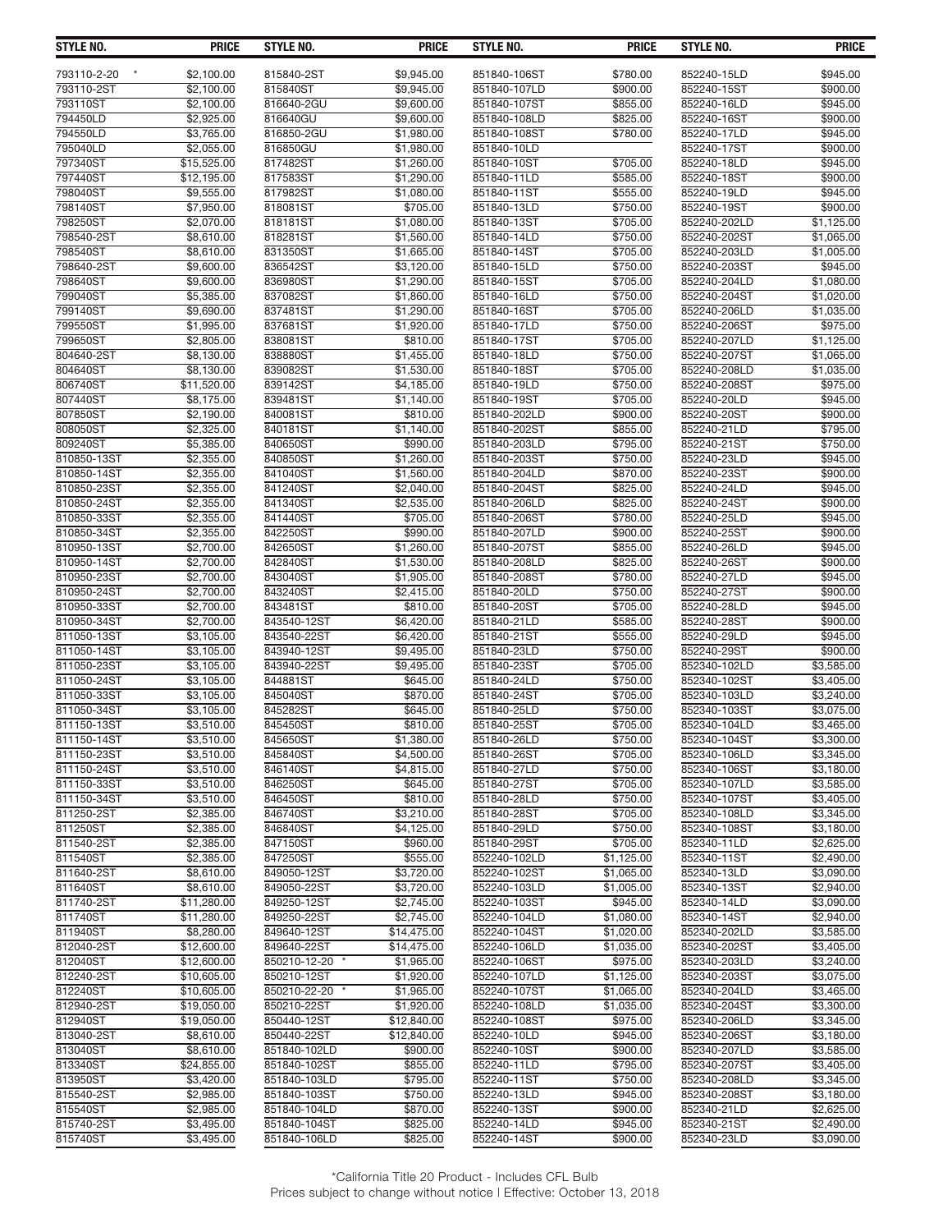| STYLE NO. | PRICE | STYLE NO. | PRICE | STYLE NO. | PRICE | STYLE NO. | PRICE |
|---|---|---|---|---|---|---|---|
| 793110-2-20 * | $2,100.00 | 815840-2ST | $9,945.00 | 851840-106ST | $780.00 | 852240-15LD | $945.00 |
| 793110-2ST | $2,100.00 | 815840ST | $9,945.00 | 851840-107LD | $900.00 | 852240-15ST | $900.00 |
| 793110ST | $2,100.00 | 816640-2GU | $9,600.00 | 851840-107ST | $855.00 | 852240-16LD | $945.00 |
| 794450LD | $2,925.00 | 816640GU | $9,600.00 | 851840-108LD | $825.00 | 852240-16ST | $900.00 |
| 794550LD | $3,765.00 | 816850-2GU | $1,980.00 | 851840-108ST | $780.00 | 852240-17LD | $945.00 |
| 795040LD | $2,055.00 | 816850GU | $1,980.00 | 851840-10LD | | 852240-17ST | $900.00 |
| 797340ST | $15,525.00 | 817482ST | $1,260.00 | 851840-10ST | $705.00 | 852240-18LD | $945.00 |
| 797440ST | $12,195.00 | 817583ST | $1,290.00 | 851840-11LD | $585.00 | 852240-18ST | $900.00 |
| 798040ST | $9,555.00 | 817982ST | $1,080.00 | 851840-11ST | $555.00 | 852240-19LD | $945.00 |
| 798140ST | $7,950.00 | 818081ST | $705.00 | 851840-13LD | $750.00 | 852240-19ST | $900.00 |
| 798250ST | $2,070.00 | 818181ST | $1,080.00 | 851840-13ST | $705.00 | 852240-202LD | $1,125.00 |
| 798540-2ST | $8,610.00 | 818281ST | $1,560.00 | 851840-14LD | $750.00 | 852240-202ST | $1,065.00 |
| 798540ST | $8,610.00 | 831350ST | $1,665.00 | 851840-14ST | $705.00 | 852240-203LD | $1,005.00 |
| 798640-2ST | $9,600.00 | 836542ST | $3,120.00 | 851840-15LD | $750.00 | 852240-203ST | $945.00 |
| 798640ST | $9,600.00 | 836980ST | $1,290.00 | 851840-15ST | $705.00 | 852240-204LD | $1,080.00 |
| 799040ST | $5,385.00 | 837082ST | $1,860.00 | 851840-16LD | $750.00 | 852240-204ST | $1,020.00 |
| 799140ST | $9,690.00 | 837481ST | $1,290.00 | 851840-16ST | $705.00 | 852240-206LD | $1,035.00 |
| 799550ST | $1,995.00 | 837681ST | $1,920.00 | 851840-17LD | $750.00 | 852240-206ST | $975.00 |
| 799650ST | $2,805.00 | 838081ST | $810.00 | 851840-17ST | $705.00 | 852240-207LD | $1,125.00 |
| 804640-2ST | $8,130.00 | 838880ST | $1,455.00 | 851840-18LD | $750.00 | 852240-207ST | $1,065.00 |
| 804640ST | $8,130.00 | 839082ST | $1,530.00 | 851840-18ST | $705.00 | 852240-208LD | $1,035.00 |
| 806740ST | $11,520.00 | 839142ST | $4,185.00 | 851840-19LD | $750.00 | 852240-208ST | $975.00 |
| 807440ST | $8,175.00 | 839481ST | $1,140.00 | 851840-19ST | $705.00 | 852240-20LD | $945.00 |
| 807850ST | $2,190.00 | 840081ST | $810.00 | 851840-202LD | $900.00 | 852240-20ST | $900.00 |
| 808050ST | $2,325.00 | 840181ST | $1,140.00 | 851840-202ST | $855.00 | 852240-21LD | $795.00 |
| 809240ST | $5,385.00 | 840650ST | $990.00 | 851840-203LD | $795.00 | 852240-21ST | $750.00 |
| 810850-13ST | $2,355.00 | 840850ST | $1,260.00 | 851840-203ST | $750.00 | 852240-23LD | $945.00 |
| 810850-14ST | $2,355.00 | 841040ST | $1,560.00 | 851840-204LD | $870.00 | 852240-23ST | $900.00 |
| 810850-23ST | $2,355.00 | 841240ST | $2,040.00 | 851840-204ST | $825.00 | 852240-24LD | $945.00 |
| 810850-24ST | $2,355.00 | 841340ST | $2,535.00 | 851840-206LD | $825.00 | 852240-24ST | $900.00 |
| 810850-33ST | $2,355.00 | 841440ST | $705.00 | 851840-206ST | $780.00 | 852240-25LD | $945.00 |
| 810850-34ST | $2,355.00 | 842250ST | $990.00 | 851840-207LD | $900.00 | 852240-25ST | $900.00 |
| 810950-13ST | $2,700.00 | 842650ST | $1,260.00 | 851840-207ST | $855.00 | 852240-26LD | $945.00 |
| 810950-14ST | $2,700.00 | 842840ST | $1,530.00 | 851840-208LD | $825.00 | 852240-26ST | $900.00 |
| 810950-23ST | $2,700.00 | 843040ST | $1,905.00 | 851840-208ST | $780.00 | 852240-27LD | $945.00 |
| 810950-24ST | $2,700.00 | 843240ST | $2,415.00 | 851840-20LD | $750.00 | 852240-27ST | $900.00 |
| 810950-33ST | $2,700.00 | 843481ST | $810.00 | 851840-20ST | $705.00 | 852240-28LD | $945.00 |
| 810950-34ST | $2,700.00 | 843540-12ST | $6,420.00 | 851840-21LD | $585.00 | 852240-28ST | $900.00 |
| 811050-13ST | $3,105.00 | 843540-22ST | $6,420.00 | 851840-21ST | $555.00 | 852240-29LD | $945.00 |
| 811050-14ST | $3,105.00 | 843940-12ST | $9,495.00 | 851840-23LD | $750.00 | 852240-29ST | $900.00 |
| 811050-23ST | $3,105.00 | 843940-22ST | $9,495.00 | 851840-23ST | $705.00 | 852340-102LD | $3,585.00 |
| 811050-24ST | $3,105.00 | 844881ST | $645.00 | 851840-24LD | $750.00 | 852340-102ST | $3,405.00 |
| 811050-33ST | $3,105.00 | 845040ST | $870.00 | 851840-24ST | $705.00 | 852340-103LD | $3,240.00 |
| 811050-34ST | $3,105.00 | 845282ST | $645.00 | 851840-25LD | $750.00 | 852340-103ST | $3,075.00 |
| 811150-13ST | $3,510.00 | 845450ST | $810.00 | 851840-25ST | $705.00 | 852340-104LD | $3,465.00 |
| 811150-14ST | $3,510.00 | 845650ST | $1,380.00 | 851840-26LD | $750.00 | 852340-104ST | $3,300.00 |
| 811150-23ST | $3,510.00 | 845840ST | $4,500.00 | 851840-26ST | $705.00 | 852340-106LD | $3,345.00 |
| 811150-24ST | $3,510.00 | 846140ST | $4,815.00 | 851840-27LD | $750.00 | 852340-106ST | $3,180.00 |
| 811150-33ST | $3,510.00 | 846250ST | $645.00 | 851840-27ST | $705.00 | 852340-107LD | $3,585.00 |
| 811150-34ST | $3,510.00 | 846450ST | $810.00 | 851840-28LD | $750.00 | 852340-107ST | $3,405.00 |
| 811250-2ST | $2,385.00 | 846740ST | $3,210.00 | 851840-28ST | $705.00 | 852340-108LD | $3,345.00 |
| 811250ST | $2,385.00 | 846840ST | $4,125.00 | 851840-29LD | $750.00 | 852340-108ST | $3,180.00 |
| 811540-2ST | $2,385.00 | 847150ST | $960.00 | 851840-29ST | $705.00 | 852340-11LD | $2,625.00 |
| 811540ST | $2,385.00 | 847250ST | $555.00 | 852240-102LD | $1,125.00 | 852340-11ST | $2,490.00 |
| 811640-2ST | $8,610.00 | 849050-12ST | $3,720.00 | 852240-102ST | $1,065.00 | 852340-13LD | $3,090.00 |
| 811640ST | $8,610.00 | 849050-22ST | $3,720.00 | 852240-103LD | $1,005.00 | 852340-13ST | $2,940.00 |
| 811740-2ST | $11,280.00 | 849250-12ST | $2,745.00 | 852240-103ST | $945.00 | 852340-14LD | $3,090.00 |
| 811740ST | $11,280.00 | 849250-22ST | $2,745.00 | 852240-104LD | $1,080.00 | 852340-14ST | $2,940.00 |
| 811940ST | $8,280.00 | 849640-12ST | $14,475.00 | 852240-104ST | $1,020.00 | 852340-202LD | $3,585.00 |
| 812040-2ST | $12,600.00 | 849640-22ST | $14,475.00 | 852240-106LD | $1,035.00 | 852340-202ST | $3,405.00 |
| 812040ST | $12,600.00 | 850210-12-20 * | $1,965.00 | 852240-106ST | $975.00 | 852340-203LD | $3,240.00 |
| 812240-2ST | $10,605.00 | 850210-12ST | $1,920.00 | 852240-107LD | $1,125.00 | 852340-203ST | $3,075.00 |
| 812240ST | $10,605.00 | 850210-22-20 * | $1,965.00 | 852240-107ST | $1,065.00 | 852340-204LD | $3,465.00 |
| 812940-2ST | $19,050.00 | 850210-22ST | $1,920.00 | 852240-108LD | $1,035.00 | 852340-204ST | $3,300.00 |
| 812940ST | $19,050.00 | 850440-12ST | $12,840.00 | 852240-108ST | $975.00 | 852340-206LD | $3,345.00 |
| 813040-2ST | $8,610.00 | 850440-22ST | $12,840.00 | 852240-10LD | $945.00 | 852340-206ST | $3,180.00 |
| 813040ST | $8,610.00 | 851840-102LD | $900.00 | 852240-10ST | $900.00 | 852340-207LD | $3,585.00 |
| 813340ST | $24,855.00 | 851840-102ST | $855.00 | 852240-11LD | $795.00 | 852340-207ST | $3,405.00 |
| 813950ST | $3,420.00 | 851840-103LD | $795.00 | 852240-11ST | $750.00 | 852340-208LD | $3,345.00 |
| 815540-2ST | $2,985.00 | 851840-103ST | $750.00 | 852240-13LD | $945.00 | 852340-208ST | $3,180.00 |
| 815540ST | $2,985.00 | 851840-104LD | $870.00 | 852240-13ST | $900.00 | 852340-21LD | $2,625.00 |
| 815740-2ST | $3,495.00 | 851840-104ST | $825.00 | 852240-14LD | $945.00 | 852340-21ST | $2,490.00 |
| 815740ST | $3,495.00 | 851840-106LD | $825.00 | 852240-14ST | $900.00 | 852340-23LD | $3,090.00 |

*California Title 20 Product - Includes CFL Bulb

Prices subject to change without notice | Effective: October 13, 2018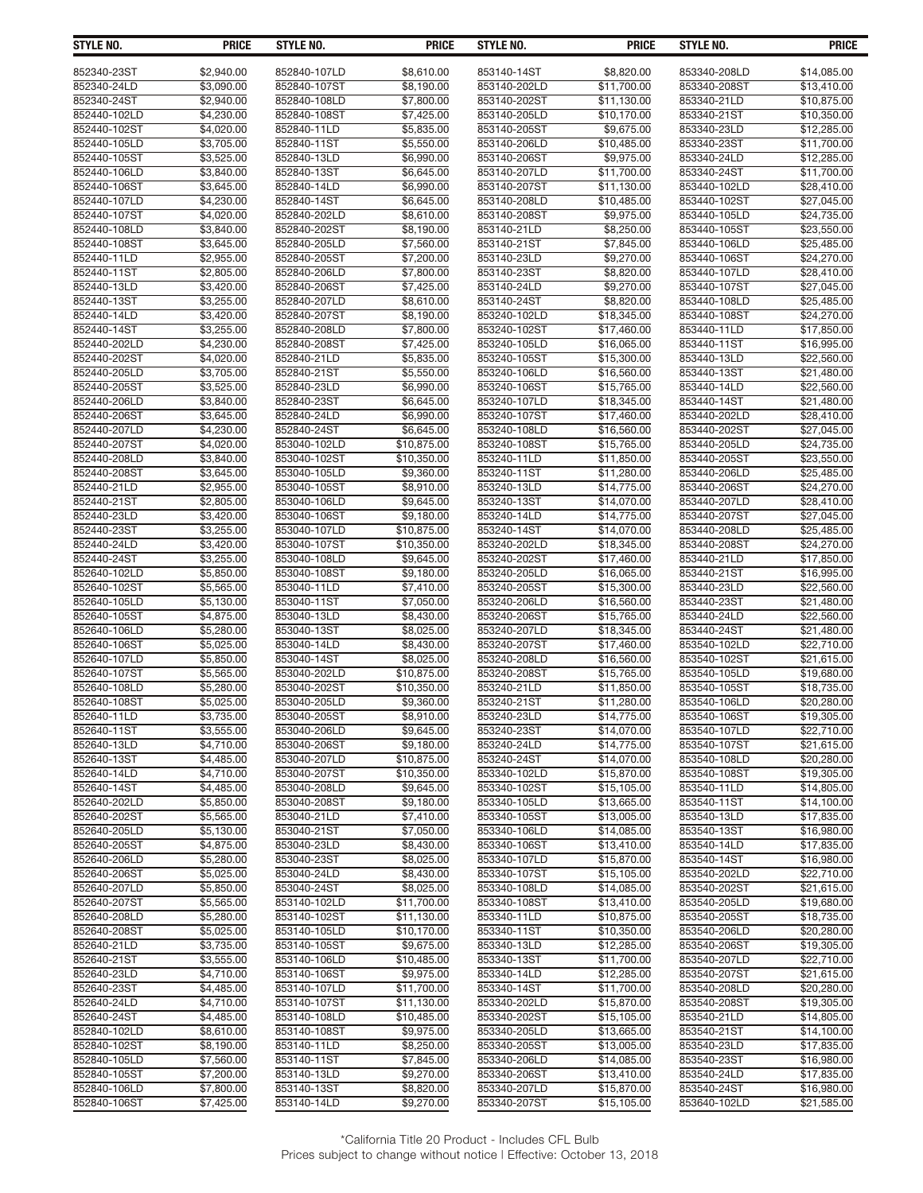| STYLE NO. | PRICE | STYLE NO. | PRICE | STYLE NO. | PRICE | STYLE NO. | PRICE |
|---|---|---|---|---|---|---|---|
| 852340-23ST | $2,940.00 | 852840-107LD | $8,610.00 | 853140-14ST | $8,820.00 | 853340-208LD | $14,085.00 |
| 852340-24LD | $3,090.00 | 852840-107ST | $8,190.00 | 853140-202LD | $11,700.00 | 853340-208ST | $13,410.00 |
| 852340-24ST | $2,940.00 | 852840-108LD | $7,800.00 | 853140-202ST | $11,130.00 | 853340-21LD | $10,875.00 |
| 852440-102LD | $4,230.00 | 852840-108ST | $7,425.00 | 853140-205LD | $10,170.00 | 853340-21ST | $10,350.00 |
| 852440-102ST | $4,020.00 | 852840-11LD | $5,835.00 | 853140-205ST | $9,675.00 | 853340-23LD | $12,285.00 |
| 852440-105LD | $3,705.00 | 852840-11ST | $5,550.00 | 853140-206LD | $10,485.00 | 853340-23ST | $11,700.00 |
| 852440-105ST | $3,525.00 | 852840-13LD | $6,990.00 | 853140-206ST | $9,975.00 | 853340-24LD | $12,285.00 |
| 852440-106LD | $3,840.00 | 852840-13ST | $6,645.00 | 853140-207LD | $11,700.00 | 853340-24ST | $11,700.00 |
| 852440-106ST | $3,645.00 | 852840-14LD | $6,990.00 | 853140-207ST | $11,130.00 | 853440-102LD | $28,410.00 |
| 852440-107LD | $4,230.00 | 852840-14ST | $6,645.00 | 853140-208LD | $10,485.00 | 853440-102ST | $27,045.00 |
| 852440-107ST | $4,020.00 | 852840-202LD | $8,610.00 | 853140-208ST | $9,975.00 | 853440-105LD | $24,735.00 |
| 852440-108LD | $3,840.00 | 852840-202ST | $8,190.00 | 853140-21LD | $8,250.00 | 853440-105ST | $23,550.00 |
| 852440-108ST | $3,645.00 | 852840-205LD | $7,560.00 | 853140-21ST | $7,845.00 | 853440-106LD | $25,485.00 |
| 852440-11LD | $2,955.00 | 852840-205ST | $7,200.00 | 853140-23LD | $9,270.00 | 853440-106ST | $24,270.00 |
| 852440-11ST | $2,805.00 | 852840-206LD | $7,800.00 | 853140-23ST | $8,820.00 | 853440-107LD | $28,410.00 |
| 852440-13LD | $3,420.00 | 852840-206ST | $7,425.00 | 853140-24LD | $9,270.00 | 853440-107ST | $27,045.00 |
| 852440-13ST | $3,255.00 | 852840-207LD | $8,610.00 | 853140-24ST | $8,820.00 | 853440-108LD | $25,485.00 |
| 852440-14LD | $3,420.00 | 852840-207ST | $8,190.00 | 853240-102LD | $18,345.00 | 853440-108ST | $24,270.00 |
| 852440-14ST | $3,255.00 | 852840-208LD | $7,800.00 | 853240-102ST | $17,460.00 | 853440-11LD | $17,850.00 |
| 852440-202LD | $4,230.00 | 852840-208ST | $7,425.00 | 853240-105LD | $16,065.00 | 853440-11ST | $16,995.00 |
| 852440-202ST | $4,020.00 | 852840-21LD | $5,835.00 | 853240-105ST | $15,300.00 | 853440-13LD | $22,560.00 |
| 852440-205LD | $3,705.00 | 852840-21ST | $5,550.00 | 853240-106LD | $16,560.00 | 853440-13ST | $21,480.00 |
| 852440-205ST | $3,525.00 | 852840-23LD | $6,990.00 | 853240-106ST | $15,765.00 | 853440-14LD | $22,560.00 |
| 852440-206LD | $3,840.00 | 852840-23ST | $6,645.00 | 853240-107LD | $18,345.00 | 853440-14ST | $21,480.00 |
| 852440-206ST | $3,645.00 | 852840-24LD | $6,990.00 | 853240-107ST | $17,460.00 | 853440-202LD | $28,410.00 |
| 852440-207LD | $4,230.00 | 852840-24ST | $6,645.00 | 853240-108LD | $16,560.00 | 853440-202ST | $27,045.00 |
| 852440-207ST | $4,020.00 | 853040-102LD | $10,875.00 | 853240-108ST | $15,765.00 | 853440-205LD | $24,735.00 |
| 852440-208LD | $3,840.00 | 853040-102ST | $10,350.00 | 853240-11LD | $11,850.00 | 853440-205ST | $23,550.00 |
| 852440-208ST | $3,645.00 | 853040-105LD | $9,360.00 | 853240-11ST | $11,280.00 | 853440-206LD | $25,485.00 |
| 852440-21LD | $2,955.00 | 853040-105ST | $8,910.00 | 853240-13LD | $14,775.00 | 853440-206ST | $24,270.00 |
| 852440-21ST | $2,805.00 | 853040-106LD | $9,645.00 | 853240-13ST | $14,070.00 | 853440-207LD | $28,410.00 |
| 852440-23LD | $3,420.00 | 853040-106ST | $9,180.00 | 853240-14LD | $14,775.00 | 853440-207ST | $27,045.00 |
| 852440-23ST | $3,255.00 | 853040-107LD | $10,875.00 | 853240-14ST | $14,070.00 | 853440-208LD | $25,485.00 |
| 852440-24LD | $3,420.00 | 853040-107ST | $10,350.00 | 853240-202LD | $18,345.00 | 853440-208ST | $24,270.00 |
| 852440-24ST | $3,255.00 | 853040-108LD | $9,645.00 | 853240-202ST | $17,460.00 | 853440-21LD | $17,850.00 |
| 852640-102LD | $5,850.00 | 853040-108ST | $9,180.00 | 853240-205LD | $16,065.00 | 853440-21ST | $16,995.00 |
| 852640-102ST | $5,565.00 | 853040-11LD | $7,410.00 | 853240-205ST | $15,300.00 | 853440-23LD | $22,560.00 |
| 852640-105LD | $5,130.00 | 853040-11ST | $7,050.00 | 853240-206LD | $16,560.00 | 853440-23ST | $21,480.00 |
| 852640-105ST | $4,875.00 | 853040-13LD | $8,430.00 | 853240-206ST | $15,765.00 | 853440-24LD | $22,560.00 |
| 852640-106LD | $5,280.00 | 853040-13ST | $8,025.00 | 853240-207LD | $18,345.00 | 853440-24ST | $21,480.00 |
| 852640-106ST | $5,025.00 | 853040-14LD | $8,430.00 | 853240-207ST | $17,460.00 | 853540-102LD | $22,710.00 |
| 852640-107LD | $5,850.00 | 853040-14ST | $8,025.00 | 853240-208LD | $16,560.00 | 853540-102ST | $21,615.00 |
| 852640-107ST | $5,565.00 | 853040-202LD | $10,875.00 | 853240-208ST | $15,765.00 | 853540-105LD | $19,680.00 |
| 852640-108LD | $5,280.00 | 853040-202ST | $10,350.00 | 853240-21LD | $11,850.00 | 853540-105ST | $18,735.00 |
| 852640-108ST | $5,025.00 | 853040-205LD | $9,360.00 | 853240-21ST | $11,280.00 | 853540-106LD | $20,280.00 |
| 852640-11LD | $3,735.00 | 853040-205ST | $8,910.00 | 853240-23LD | $14,775.00 | 853540-106ST | $19,305.00 |
| 852640-11ST | $3,555.00 | 853040-206LD | $9,645.00 | 853240-23ST | $14,070.00 | 853540-107LD | $22,710.00 |
| 852640-13LD | $4,710.00 | 853040-206ST | $9,180.00 | 853240-24LD | $14,775.00 | 853540-107ST | $21,615.00 |
| 852640-13ST | $4,485.00 | 853040-207LD | $10,875.00 | 853240-24ST | $14,070.00 | 853540-108LD | $20,280.00 |
| 852640-14LD | $4,710.00 | 853040-207ST | $10,350.00 | 853340-102LD | $15,870.00 | 853540-108ST | $19,305.00 |
| 852640-14ST | $4,485.00 | 853040-208LD | $9,645.00 | 853340-102ST | $15,105.00 | 853540-11LD | $14,805.00 |
| 852640-202LD | $5,850.00 | 853040-208ST | $9,180.00 | 853340-105LD | $13,665.00 | 853540-11ST | $14,100.00 |
| 852640-202ST | $5,565.00 | 853040-21LD | $7,410.00 | 853340-105ST | $13,005.00 | 853540-13LD | $17,835.00 |
| 852640-205LD | $5,130.00 | 853040-21ST | $7,050.00 | 853340-106LD | $14,085.00 | 853540-13ST | $16,980.00 |
| 852640-205ST | $4,875.00 | 853040-23LD | $8,430.00 | 853340-106ST | $13,410.00 | 853540-14LD | $17,835.00 |
| 852640-206LD | $5,280.00 | 853040-23ST | $8,025.00 | 853340-107LD | $15,870.00 | 853540-14ST | $16,980.00 |
| 852640-206ST | $5,025.00 | 853040-24LD | $8,430.00 | 853340-107ST | $15,105.00 | 853540-202LD | $22,710.00 |
| 852640-207LD | $5,850.00 | 853040-24ST | $8,025.00 | 853340-108LD | $14,085.00 | 853540-202ST | $21,615.00 |
| 852640-207ST | $5,565.00 | 853140-102LD | $11,700.00 | 853340-108ST | $13,410.00 | 853540-205LD | $19,680.00 |
| 852640-208LD | $5,280.00 | 853140-102ST | $11,130.00 | 853340-11LD | $10,875.00 | 853540-205ST | $18,735.00 |
| 852640-208ST | $5,025.00 | 853140-105LD | $10,170.00 | 853340-11ST | $10,350.00 | 853540-206LD | $20,280.00 |
| 852640-21LD | $3,735.00 | 853140-105ST | $9,675.00 | 853340-13LD | $12,285.00 | 853540-206ST | $19,305.00 |
| 852640-21ST | $3,555.00 | 853140-106LD | $10,485.00 | 853340-13ST | $11,700.00 | 853540-207LD | $22,710.00 |
| 852640-23LD | $4,710.00 | 853140-106ST | $9,975.00 | 853340-14LD | $12,285.00 | 853540-207ST | $21,615.00 |
| 852640-23ST | $4,485.00 | 853140-107LD | $11,700.00 | 853340-14ST | $11,700.00 | 853540-208LD | $20,280.00 |
| 852640-24LD | $4,710.00 | 853140-107ST | $11,130.00 | 853340-202LD | $15,870.00 | 853540-208ST | $19,305.00 |
| 852640-24ST | $4,485.00 | 853140-108LD | $10,485.00 | 853340-202ST | $15,105.00 | 853540-21LD | $14,805.00 |
| 852840-102LD | $8,610.00 | 853140-108ST | $9,975.00 | 853340-205LD | $13,665.00 | 853540-21ST | $14,100.00 |
| 852840-102ST | $8,190.00 | 853140-11LD | $8,250.00 | 853340-205ST | $13,005.00 | 853540-23LD | $17,835.00 |
| 852840-105LD | $7,560.00 | 853140-11ST | $7,845.00 | 853340-206LD | $14,085.00 | 853540-23ST | $16,980.00 |
| 852840-105ST | $7,200.00 | 853140-13LD | $9,270.00 | 853340-206ST | $13,410.00 | 853540-24LD | $17,835.00 |
| 852840-106LD | $7,800.00 | 853140-13ST | $8,820.00 | 853340-207LD | $15,870.00 | 853540-24ST | $16,980.00 |
| 852840-106ST | $7,425.00 | 853140-14LD | $9,270.00 | 853340-207ST | $15,105.00 | 853640-102LD | $21,585.00 |

*California Title 20 Product - Includes CFL Bulb

Prices subject to change without notice | Effective: October 13, 2018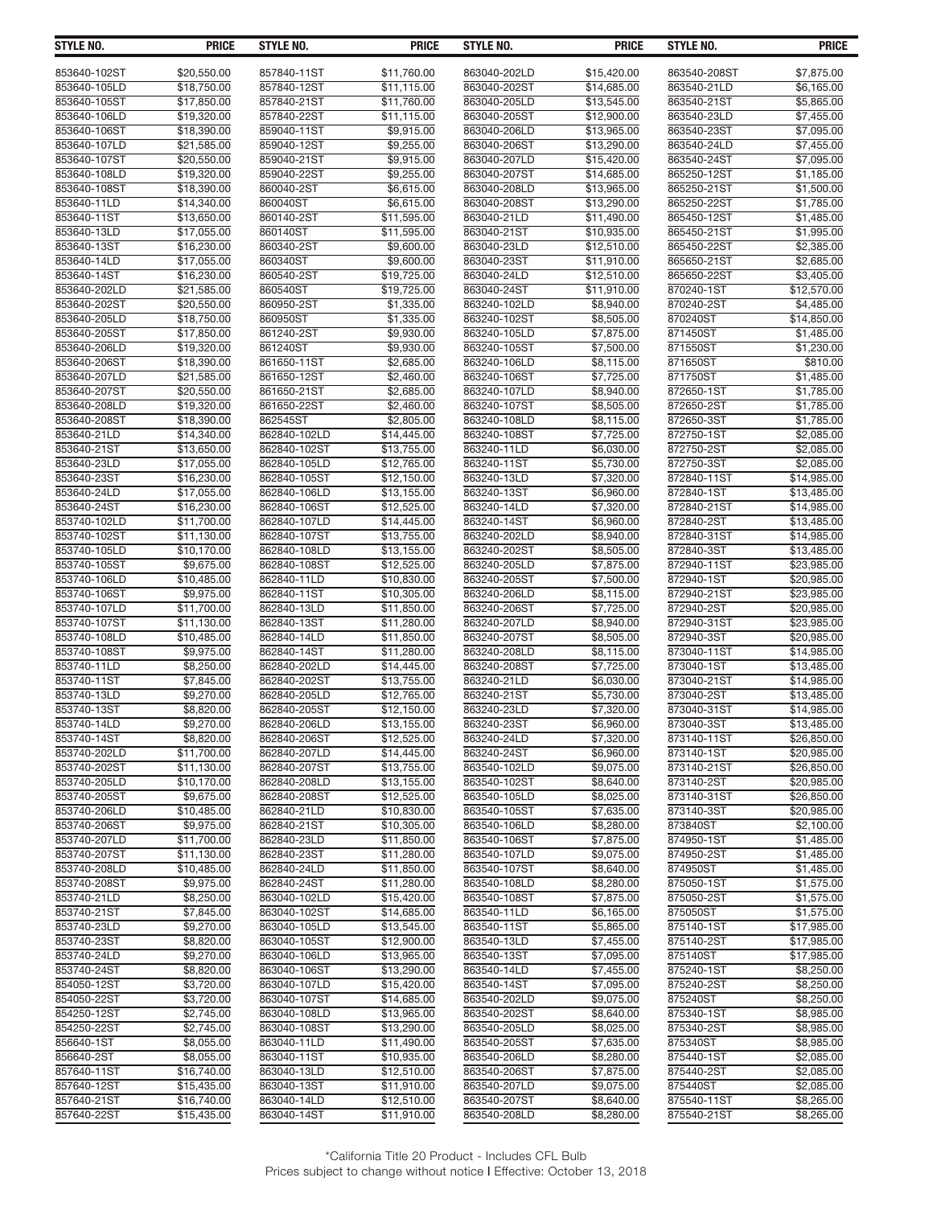| STYLE NO. | PRICE | STYLE NO. | PRICE | STYLE NO. | PRICE | STYLE NO. | PRICE |
|---|---|---|---|---|---|---|---|
| 853640-102ST | $20,550.00 | 857840-11ST | $11,760.00 | 863040-202LD | $15,420.00 | 863540-208ST | $7,875.00 |
| 853640-105LD | $18,750.00 | 857840-12ST | $11,115.00 | 863040-202ST | $14,685.00 | 863540-21LD | $6,165.00 |
| 853640-105ST | $17,850.00 | 857840-21ST | $11,760.00 | 863040-205LD | $13,545.00 | 863540-21ST | $5,865.00 |
| 853640-106LD | $19,320.00 | 857840-22ST | $11,115.00 | 863040-205ST | $12,900.00 | 863540-23LD | $7,455.00 |
| 853640-106ST | $18,390.00 | 859040-11ST | $9,915.00 | 863040-206LD | $13,965.00 | 863540-23ST | $7,095.00 |
| 853640-107LD | $21,585.00 | 859040-12ST | $9,255.00 | 863040-206ST | $13,290.00 | 863540-24LD | $7,455.00 |
| 853640-107ST | $20,550.00 | 859040-21ST | $9,915.00 | 863040-207LD | $15,420.00 | 863540-24ST | $7,095.00 |
| 853640-108LD | $19,320.00 | 859040-22ST | $9,255.00 | 863040-207ST | $14,685.00 | 865250-12ST | $1,185.00 |
| 853640-108ST | $18,390.00 | 860040-2ST | $6,615.00 | 863040-208LD | $13,965.00 | 865250-21ST | $1,500.00 |
| 853640-11LD | $14,340.00 | 860040ST | $6,615.00 | 863040-208ST | $13,290.00 | 865250-22ST | $1,785.00 |
| 853640-11ST | $13,650.00 | 860140-2ST | $11,595.00 | 863040-21LD | $11,490.00 | 865450-12ST | $1,485.00 |
| 853640-13LD | $17,055.00 | 860140ST | $11,595.00 | 863040-21ST | $10,935.00 | 865450-21ST | $1,995.00 |
| 853640-13ST | $16,230.00 | 860340-2ST | $9,600.00 | 863040-23LD | $12,510.00 | 865450-22ST | $2,385.00 |
| 853640-14LD | $17,055.00 | 860340ST | $9,600.00 | 863040-23ST | $11,910.00 | 865650-21ST | $2,685.00 |
| 853640-14ST | $16,230.00 | 860540-2ST | $19,725.00 | 863040-24LD | $12,510.00 | 865650-22ST | $3,405.00 |
| 853640-202LD | $21,585.00 | 860540ST | $19,725.00 | 863040-24ST | $11,910.00 | 870240-1ST | $12,570.00 |
| 853640-202ST | $20,550.00 | 860950-2ST | $1,335.00 | 863240-102LD | $8,940.00 | 870240-2ST | $4,485.00 |
| 853640-205LD | $18,750.00 | 860950ST | $1,335.00 | 863240-102ST | $8,505.00 | 870240ST | $14,850.00 |
| 853640-205ST | $17,850.00 | 861240-2ST | $9,930.00 | 863240-105LD | $7,875.00 | 871450ST | $1,485.00 |
| 853640-206LD | $19,320.00 | 861240ST | $9,930.00 | 863240-105ST | $7,500.00 | 871550ST | $1,230.00 |
| 853640-206ST | $18,390.00 | 861650-11ST | $2,685.00 | 863240-106LD | $8,115.00 | 871650ST | $810.00 |
| 853640-207LD | $21,585.00 | 861650-12ST | $2,460.00 | 863240-106ST | $7,725.00 | 871750ST | $1,485.00 |
| 853640-207ST | $20,550.00 | 861650-21ST | $2,685.00 | 863240-107LD | $8,940.00 | 872650-1ST | $1,785.00 |
| 853640-208LD | $19,320.00 | 861650-22ST | $2,460.00 | 863240-107ST | $8,505.00 | 872650-2ST | $1,785.00 |
| 853640-208ST | $18,390.00 | 862545ST | $2,805.00 | 863240-108LD | $8,115.00 | 872650-3ST | $1,785.00 |
| 853640-21LD | $14,340.00 | 862840-102LD | $14,445.00 | 863240-108ST | $7,725.00 | 872750-1ST | $2,085.00 |
| 853640-21ST | $13,650.00 | 862840-102ST | $13,755.00 | 863240-11LD | $6,030.00 | 872750-2ST | $2,085.00 |
| 853640-23LD | $17,055.00 | 862840-105LD | $12,765.00 | 863240-11ST | $5,730.00 | 872750-3ST | $2,085.00 |
| 853640-23ST | $16,230.00 | 862840-105ST | $12,150.00 | 863240-13LD | $7,320.00 | 872840-11ST | $14,985.00 |
| 853640-24LD | $17,055.00 | 862840-106LD | $13,155.00 | 863240-13ST | $6,960.00 | 872840-1ST | $13,485.00 |
| 853640-24ST | $16,230.00 | 862840-106ST | $12,525.00 | 863240-14LD | $7,320.00 | 872840-21ST | $14,985.00 |
| 853740-102LD | $11,700.00 | 862840-107LD | $14,445.00 | 863240-14ST | $6,960.00 | 872840-2ST | $13,485.00 |
| 853740-102ST | $11,130.00 | 862840-107ST | $13,755.00 | 863240-202LD | $8,940.00 | 872840-31ST | $14,985.00 |
| 853740-105LD | $10,170.00 | 862840-108LD | $13,155.00 | 863240-202ST | $8,505.00 | 872840-3ST | $13,485.00 |
| 853740-105ST | $9,675.00 | 862840-108ST | $12,525.00 | 863240-205LD | $7,875.00 | 872940-11ST | $23,985.00 |
| 853740-106LD | $10,485.00 | 862840-11LD | $10,830.00 | 863240-205ST | $7,500.00 | 872940-1ST | $20,985.00 |
| 853740-106ST | $9,975.00 | 862840-11ST | $10,305.00 | 863240-206LD | $8,115.00 | 872940-21ST | $23,985.00 |
| 853740-107LD | $11,700.00 | 862840-13LD | $11,850.00 | 863240-206ST | $7,725.00 | 872940-2ST | $20,985.00 |
| 853740-107ST | $11,130.00 | 862840-13ST | $11,280.00 | 863240-207LD | $8,940.00 | 872940-31ST | $23,985.00 |
| 853740-108LD | $10,485.00 | 862840-14LD | $11,850.00 | 863240-207ST | $8,505.00 | 872940-3ST | $20,985.00 |
| 853740-108ST | $9,975.00 | 862840-14ST | $11,280.00 | 863240-208LD | $8,115.00 | 873040-11ST | $14,985.00 |
| 853740-11LD | $8,250.00 | 862840-202LD | $14,445.00 | 863240-208ST | $7,725.00 | 873040-1ST | $13,485.00 |
| 853740-11ST | $7,845.00 | 862840-202ST | $13,755.00 | 863240-21LD | $6,030.00 | 873040-21ST | $14,985.00 |
| 853740-13LD | $9,270.00 | 862840-205LD | $12,765.00 | 863240-21ST | $5,730.00 | 873040-2ST | $13,485.00 |
| 853740-13ST | $8,820.00 | 862840-205ST | $12,150.00 | 863240-23LD | $7,320.00 | 873040-31ST | $14,985.00 |
| 853740-14LD | $9,270.00 | 862840-206LD | $13,155.00 | 863240-23ST | $6,960.00 | 873040-3ST | $13,485.00 |
| 853740-14ST | $8,820.00 | 862840-206ST | $12,525.00 | 863240-24LD | $7,320.00 | 873140-11ST | $26,850.00 |
| 853740-202LD | $11,700.00 | 862840-207LD | $14,445.00 | 863240-24ST | $6,960.00 | 873140-1ST | $20,985.00 |
| 853740-202ST | $11,130.00 | 862840-207ST | $13,755.00 | 863540-102LD | $9,075.00 | 873140-21ST | $26,850.00 |
| 853740-205LD | $10,170.00 | 862840-208LD | $13,155.00 | 863540-102ST | $8,640.00 | 873140-2ST | $20,985.00 |
| 853740-205ST | $9,675.00 | 862840-208ST | $12,525.00 | 863540-105LD | $8,025.00 | 873140-31ST | $26,850.00 |
| 853740-206LD | $10,485.00 | 862840-21LD | $10,830.00 | 863540-105ST | $7,635.00 | 873140-3ST | $20,985.00 |
| 853740-206ST | $9,975.00 | 862840-21ST | $10,305.00 | 863540-106LD | $8,280.00 | 873840ST | $2,100.00 |
| 853740-207LD | $11,700.00 | 862840-23LD | $11,850.00 | 863540-106ST | $7,875.00 | 874950-1ST | $1,485.00 |
| 853740-207ST | $11,130.00 | 862840-23ST | $11,280.00 | 863540-107LD | $9,075.00 | 874950-2ST | $1,485.00 |
| 853740-208LD | $10,485.00 | 862840-24LD | $11,850.00 | 863540-107ST | $8,640.00 | 874950ST | $1,485.00 |
| 853740-208ST | $9,975.00 | 862840-24ST | $11,280.00 | 863540-108LD | $8,280.00 | 875050-1ST | $1,575.00 |
| 853740-21LD | $8,250.00 | 863040-102LD | $15,420.00 | 863540-108ST | $7,875.00 | 875050-2ST | $1,575.00 |
| 853740-21ST | $7,845.00 | 863040-102ST | $14,685.00 | 863540-11LD | $6,165.00 | 875050ST | $1,575.00 |
| 853740-23LD | $9,270.00 | 863040-105LD | $13,545.00 | 863540-11ST | $5,865.00 | 875140-1ST | $17,985.00 |
| 853740-23ST | $8,820.00 | 863040-105ST | $12,900.00 | 863540-13LD | $7,455.00 | 875140-2ST | $17,985.00 |
| 853740-24LD | $9,270.00 | 863040-106LD | $13,965.00 | 863540-13ST | $7,095.00 | 875140ST | $17,985.00 |
| 853740-24ST | $8,820.00 | 863040-106ST | $13,290.00 | 863540-14LD | $7,455.00 | 875240-1ST | $8,250.00 |
| 854050-12ST | $3,720.00 | 863040-107LD | $15,420.00 | 863540-14ST | $7,095.00 | 875240-2ST | $8,250.00 |
| 854050-22ST | $3,720.00 | 863040-107ST | $14,685.00 | 863540-202LD | $9,075.00 | 875240ST | $8,250.00 |
| 854250-12ST | $2,745.00 | 863040-108LD | $13,965.00 | 863540-202ST | $8,640.00 | 875340-1ST | $8,985.00 |
| 854250-22ST | $2,745.00 | 863040-108ST | $13,290.00 | 863540-205LD | $8,025.00 | 875340-2ST | $8,985.00 |
| 856640-1ST | $8,055.00 | 863040-11LD | $11,490.00 | 863540-205ST | $7,635.00 | 875340ST | $8,985.00 |
| 856640-2ST | $8,055.00 | 863040-11ST | $10,935.00 | 863540-206LD | $8,280.00 | 875440-1ST | $2,085.00 |
| 857640-11ST | $16,740.00 | 863040-13LD | $12,510.00 | 863540-206ST | $7,875.00 | 875440-2ST | $2,085.00 |
| 857640-12ST | $15,435.00 | 863040-13ST | $11,910.00 | 863540-207LD | $9,075.00 | 875440ST | $2,085.00 |
| 857640-21ST | $16,740.00 | 863040-14LD | $12,510.00 | 863540-207ST | $8,640.00 | 875540-11ST | $8,265.00 |
| 857640-22ST | $15,435.00 | 863040-14ST | $11,910.00 | 863540-208LD | $8,280.00 | 875540-21ST | $8,265.00 |

*California Title 20 Product - Includes CFL Bulb

Prices subject to change without notice | Effective: October 13, 2018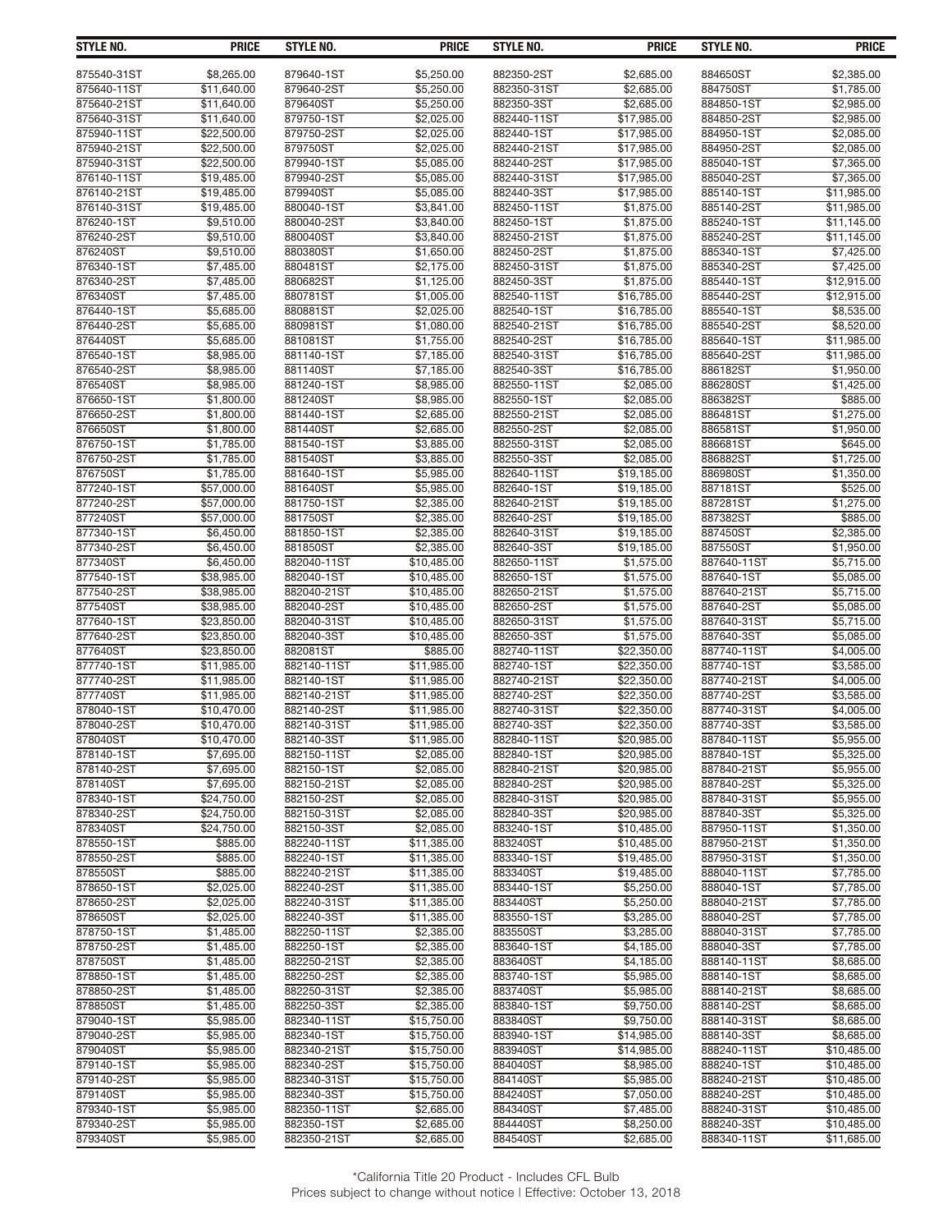| STYLE NO. | PRICE | STYLE NO. | PRICE | STYLE NO. | PRICE | STYLE NO. | PRICE |
|---|---|---|---|---|---|---|---|
| 875540-31ST | $8,265.00 | 879640-1ST | $5,250.00 | 882350-2ST | $2,685.00 | 884650ST | $2,385.00 |
| 875640-11ST | $11,640.00 | 879640-2ST | $5,250.00 | 882350-31ST | $2,685.00 | 884750ST | $1,785.00 |
| 875640-21ST | $11,640.00 | 879640ST | $5,250.00 | 882350-3ST | $2,685.00 | 884850-1ST | $2,985.00 |
| 875640-31ST | $11,640.00 | 879750-1ST | $2,025.00 | 882440-11ST | $17,985.00 | 884850-2ST | $2,985.00 |
| 875940-11ST | $22,500.00 | 879750-2ST | $2,025.00 | 882440-1ST | $17,985.00 | 884950-1ST | $2,085.00 |
| 875940-21ST | $22,500.00 | 879750ST | $2,025.00 | 882440-21ST | $17,985.00 | 884950-2ST | $2,085.00 |
| 875940-31ST | $22,500.00 | 879940-1ST | $5,085.00 | 882440-2ST | $17,985.00 | 885040-1ST | $7,365.00 |
| 876140-11ST | $19,485.00 | 879940-2ST | $5,085.00 | 882440-31ST | $17,985.00 | 885040-2ST | $7,365.00 |
| 876140-21ST | $19,485.00 | 879940ST | $5,085.00 | 882440-3ST | $17,985.00 | 885140-1ST | $11,985.00 |
| 876140-31ST | $19,485.00 | 880040-1ST | $3,841.00 | 882450-11ST | $1,875.00 | 885140-2ST | $11,985.00 |
| 876240-1ST | $9,510.00 | 880040-2ST | $3,840.00 | 882450-1ST | $1,875.00 | 885240-1ST | $11,145.00 |
| 876240-2ST | $9,510.00 | 880040ST | $3,840.00 | 882450-21ST | $1,875.00 | 885240-2ST | $11,145.00 |
| 876240ST | $9,510.00 | 880380ST | $1,650.00 | 882450-2ST | $1,875.00 | 885340-1ST | $7,425.00 |
| 876340-1ST | $7,485.00 | 880481ST | $2,175.00 | 882450-31ST | $1,875.00 | 885340-2ST | $7,425.00 |
| 876340-2ST | $7,485.00 | 880682ST | $1,125.00 | 882450-3ST | $1,875.00 | 885440-1ST | $12,915.00 |
| 876340ST | $7,485.00 | 880781ST | $1,005.00 | 882540-11ST | $16,785.00 | 885440-2ST | $12,915.00 |
| 876440-1ST | $5,685.00 | 880881ST | $2,025.00 | 882540-1ST | $16,785.00 | 885540-1ST | $8,535.00 |
| 876440-2ST | $5,685.00 | 880981ST | $1,080.00 | 882540-21ST | $16,785.00 | 885540-2ST | $8,520.00 |
| 876440ST | $5,685.00 | 881081ST | $1,755.00 | 882540-2ST | $16,785.00 | 885640-1ST | $11,985.00 |
| 876540-1ST | $8,985.00 | 881140-1ST | $7,185.00 | 882540-31ST | $16,785.00 | 885640-2ST | $11,985.00 |
| 876540-2ST | $8,985.00 | 881140ST | $7,185.00 | 882540-3ST | $16,785.00 | 886182ST | $1,950.00 |
| 876540ST | $8,985.00 | 881240-1ST | $8,985.00 | 882550-11ST | $2,085.00 | 886280ST | $1,425.00 |
| 876650-1ST | $1,800.00 | 881240ST | $8,985.00 | 882550-1ST | $2,085.00 | 886382ST | $885.00 |
| 876650-2ST | $1,800.00 | 881440-1ST | $2,685.00 | 882550-21ST | $2,085.00 | 886481ST | $1,275.00 |
| 876650ST | $1,800.00 | 881440ST | $2,685.00 | 882550-2ST | $2,085.00 | 886581ST | $1,950.00 |
| 876750-1ST | $1,785.00 | 881540-1ST | $3,885.00 | 882550-31ST | $2,085.00 | 886681ST | $645.00 |
| 876750-2ST | $1,785.00 | 881540ST | $3,885.00 | 882550-3ST | $2,085.00 | 886882ST | $1,725.00 |
| 876750ST | $1,785.00 | 881640-1ST | $5,985.00 | 882640-11ST | $19,185.00 | 886980ST | $1,350.00 |
| 877240-1ST | $57,000.00 | 881640ST | $5,985.00 | 882640-1ST | $19,185.00 | 887181ST | $525.00 |
| 877240-2ST | $57,000.00 | 881750-1ST | $2,385.00 | 882640-21ST | $19,185.00 | 887281ST | $1,275.00 |
| 877240ST | $57,000.00 | 881750ST | $2,385.00 | 882640-2ST | $19,185.00 | 887382ST | $885.00 |
| 877340-1ST | $6,450.00 | 881850-1ST | $2,385.00 | 882640-31ST | $19,185.00 | 887450ST | $2,385.00 |
| 877340-2ST | $6,450.00 | 881850ST | $2,385.00 | 882640-3ST | $19,185.00 | 887550ST | $1,950.00 |
| 877340ST | $6,450.00 | 882040-11ST | $10,485.00 | 882650-11ST | $1,575.00 | 887640-11ST | $5,715.00 |
| 877540-1ST | $38,985.00 | 882040-1ST | $10,485.00 | 882650-1ST | $1,575.00 | 887640-1ST | $5,085.00 |
| 877540-2ST | $38,985.00 | 882040-21ST | $10,485.00 | 882650-21ST | $1,575.00 | 887640-21ST | $5,715.00 |
| 877540ST | $38,985.00 | 882040-2ST | $10,485.00 | 882650-2ST | $1,575.00 | 887640-2ST | $5,085.00 |
| 877640-1ST | $23,850.00 | 882040-31ST | $10,485.00 | 882650-31ST | $1,575.00 | 887640-31ST | $5,715.00 |
| 877640-2ST | $23,850.00 | 882040-3ST | $10,485.00 | 882650-3ST | $1,575.00 | 887640-3ST | $5,085.00 |
| 877640ST | $23,850.00 | 882081ST | $885.00 | 882740-11ST | $22,350.00 | 887740-11ST | $4,005.00 |
| 877740-1ST | $11,985.00 | 882140-11ST | $11,985.00 | 882740-1ST | $22,350.00 | 887740-1ST | $3,585.00 |
| 877740-2ST | $11,985.00 | 882140-1ST | $11,985.00 | 882740-21ST | $22,350.00 | 887740-21ST | $4,005.00 |
| 877740ST | $11,985.00 | 882140-21ST | $11,985.00 | 882740-2ST | $22,350.00 | 887740-2ST | $3,585.00 |
| 878040-1ST | $10,470.00 | 882140-2ST | $11,985.00 | 882740-31ST | $22,350.00 | 887740-31ST | $4,005.00 |
| 878040-2ST | $10,470.00 | 882140-31ST | $11,985.00 | 882740-3ST | $22,350.00 | 887740-3ST | $3,585.00 |
| 878040ST | $10,470.00 | 882140-3ST | $11,985.00 | 882840-11ST | $20,985.00 | 887840-11ST | $5,955.00 |
| 878140-1ST | $7,695.00 | 882150-11ST | $2,085.00 | 882840-1ST | $20,985.00 | 887840-1ST | $5,325.00 |
| 878140-2ST | $7,695.00 | 882150-1ST | $2,085.00 | 882840-21ST | $20,985.00 | 887840-21ST | $5,955.00 |
| 878140ST | $7,695.00 | 882150-21ST | $2,085.00 | 882840-2ST | $20,985.00 | 887840-2ST | $5,325.00 |
| 878340-1ST | $24,750.00 | 882150-2ST | $2,085.00 | 882840-31ST | $20,985.00 | 887840-31ST | $5,955.00 |
| 878340-2ST | $24,750.00 | 882150-31ST | $2,085.00 | 882840-3ST | $20,985.00 | 887840-3ST | $5,325.00 |
| 878340ST | $24,750.00 | 882150-3ST | $2,085.00 | 883240-1ST | $10,485.00 | 887950-11ST | $1,350.00 |
| 878550-1ST | $885.00 | 882240-11ST | $11,385.00 | 883240ST | $10,485.00 | 887950-21ST | $1,350.00 |
| 878550-2ST | $885.00 | 882240-1ST | $11,385.00 | 883340-1ST | $19,485.00 | 887950-31ST | $1,350.00 |
| 878550ST | $885.00 | 882240-21ST | $11,385.00 | 883340ST | $19,485.00 | 888040-11ST | $7,785.00 |
| 878650-1ST | $2,025.00 | 882240-2ST | $11,385.00 | 883440-1ST | $5,250.00 | 888040-1ST | $7,785.00 |
| 878650-2ST | $2,025.00 | 882240-31ST | $11,385.00 | 883440ST | $5,250.00 | 888040-21ST | $7,785.00 |
| 878650ST | $2,025.00 | 882240-3ST | $11,385.00 | 883550-1ST | $3,285.00 | 888040-2ST | $7,785.00 |
| 878750-1ST | $1,485.00 | 882250-11ST | $2,385.00 | 883550ST | $3,285.00 | 888040-31ST | $7,785.00 |
| 878750-2ST | $1,485.00 | 882250-1ST | $2,385.00 | 883640-1ST | $4,185.00 | 888040-3ST | $7,785.00 |
| 878750ST | $1,485.00 | 882250-21ST | $2,385.00 | 883640ST | $4,185.00 | 888140-11ST | $8,685.00 |
| 878850-1ST | $1,485.00 | 882250-2ST | $2,385.00 | 883740-1ST | $5,985.00 | 888140-1ST | $8,685.00 |
| 878850-2ST | $1,485.00 | 882250-31ST | $2,385.00 | 883740ST | $5,985.00 | 888140-21ST | $8,685.00 |
| 878850ST | $1,485.00 | 882250-3ST | $2,385.00 | 883840-1ST | $9,750.00 | 888140-2ST | $8,685.00 |
| 879040-1ST | $5,985.00 | 882340-11ST | $15,750.00 | 883840ST | $9,750.00 | 888140-31ST | $8,685.00 |
| 879040-2ST | $5,985.00 | 882340-1ST | $15,750.00 | 883940-1ST | $14,985.00 | 888140-3ST | $8,685.00 |
| 879040ST | $5,985.00 | 882340-21ST | $15,750.00 | 883940ST | $14,985.00 | 888240-11ST | $10,485.00 |
| 879140-1ST | $5,985.00 | 882340-2ST | $15,750.00 | 884040ST | $8,985.00 | 888240-1ST | $10,485.00 |
| 879140-2ST | $5,985.00 | 882340-31ST | $15,750.00 | 884140ST | $5,985.00 | 888240-21ST | $10,485.00 |
| 879140ST | $5,985.00 | 882340-3ST | $15,750.00 | 884240ST | $7,050.00 | 888240-2ST | $10,485.00 |
| 879340-1ST | $5,985.00 | 882350-11ST | $2,685.00 | 884340ST | $7,485.00 | 888240-31ST | $10,485.00 |
| 879340-2ST | $5,985.00 | 882350-1ST | $2,685.00 | 884440ST | $8,250.00 | 888240-3ST | $10,485.00 |
| 879340ST | $5,985.00 | 882350-21ST | $2,685.00 | 884540ST | $2,685.00 | 888340-11ST | $11,685.00 |

*California Title 20 Product - Includes CFL Bulb

Prices subject to change without notice | Effective: October 13, 2018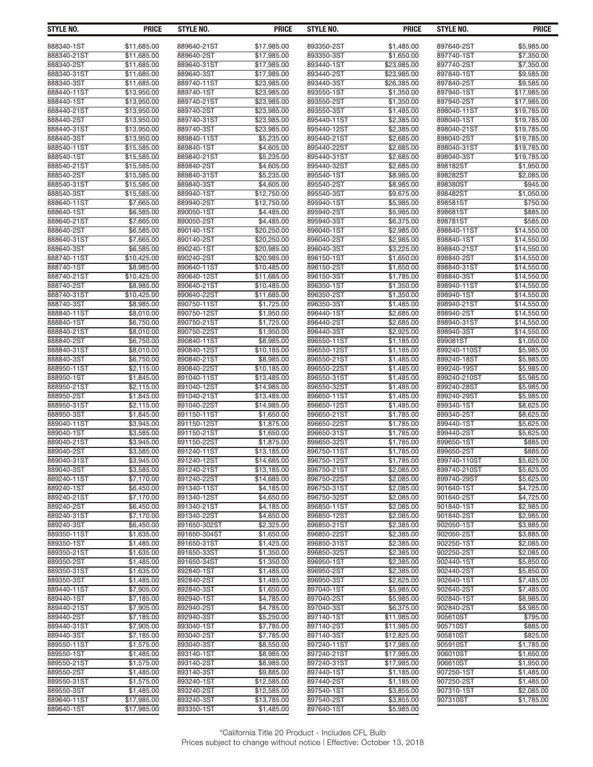| STYLE NO. | PRICE | STYLE NO. | PRICE | STYLE NO. | PRICE | STYLE NO. | PRICE |
|---|---|---|---|---|---|---|---|
| 888340-1ST | $11,685.00 | 889640-21ST | $17,985.00 | 893350-2ST | $1,485.00 | 897640-2ST | $5,985.00 |
| 888340-21ST | $11,685.00 | 889640-2ST | $17,985.00 | 893350-3ST | $1,650.00 | 897740-1ST | $7,350.00 |
| 888340-2ST | $11,685.00 | 889640-31ST | $17,985.00 | 893440-1ST | $23,985.00 | 897740-2ST | $7,350.00 |
| 888340-31ST | $11,685.00 | 889640-3ST | $17,985.00 | 893440-2ST | $23,985.00 | 897840-1ST | $9,585.00 |
| 888340-3ST | $11,685.00 | 889740-11ST | $23,985.00 | 893440-3ST | $26,385.00 | 897840-2ST | $9,585.00 |
| 888440-11ST | $13,950.00 | 889740-1ST | $23,985.00 | 893550-1ST | $1,350.00 | 897940-1ST | $17,985.00 |
| 888440-1ST | $13,950.00 | 889740-21ST | $23,985.00 | 893550-2ST | $1,350.00 | 897940-2ST | $17,985.00 |
| 888440-21ST | $13,950.00 | 889740-2ST | $23,985.00 | 893550-3ST | $1,485.00 | 898040-11ST | $19,785.00 |
| 888440-2ST | $13,950.00 | 889740-31ST | $23,985.00 | 895440-11ST | $2,385.00 | 898040-1ST | $19,785.00 |
| 888440-31ST | $13,950.00 | 889740-3ST | $23,985.00 | 895440-12ST | $2,385.00 | 898040-21ST | $19,785.00 |
| 888440-3ST | $13,950.00 | 889840-11ST | $5,235.00 | 895440-21ST | $2,685.00 | 898040-2ST | $19,785.00 |
| 888540-11ST | $15,585.00 | 889840-1ST | $4,605.00 | 895440-22ST | $2,685.00 | 898040-31ST | $19,785.00 |
| 888540-1ST | $15,585.00 | 889840-21ST | $5,235.00 | 895440-31ST | $2,685.00 | 898040-3ST | $19,785.00 |
| 888540-21ST | $15,585.00 | 889840-2ST | $4,605.00 | 895440-32ST | $2,685.00 | 898182ST | $1,950.00 |
| 888540-2ST | $15,585.00 | 889840-31ST | $5,235.00 | 895540-1ST | $8,985.00 | 898282ST | $2,085.00 |
| 888540-31ST | $15,585.00 | 889840-3ST | $4,605.00 | 895540-2ST | $8,985.00 | 898380ST | $945.00 |
| 888540-3ST | $15,585.00 | 889940-1ST | $12,750.00 | 895540-3ST | $9,675.00 | 898482ST | $1,050.00 |
| 888640-11ST | $7,665.00 | 889940-2ST | $12,750.00 | 895940-1ST | $5,985.00 | 898581ST | $750.00 |
| 888640-1ST | $6,585.00 | 890050-1ST | $4,485.00 | 895940-2ST | $5,985.00 | 898681ST | $885.00 |
| 888640-21ST | $7,665.00 | 890050-2ST | $4,485.00 | 895940-3ST | $6,375.00 | 898781ST | $585.00 |
| 888640-2ST | $6,585.00 | 890140-1ST | $20,250.00 | 896040-1ST | $2,985.00 | 898840-11ST | $14,550.00 |
| 888640-31ST | $7,665.00 | 890140-2ST | $20,250.00 | 896040-2ST | $2,985.00 | 898840-1ST | $14,550.00 |
| 888640-3ST | $6,585.00 | 890240-1ST | $20,985.00 | 896040-3ST | $3,225.00 | 898840-21ST | $14,550.00 |
| 888740-11ST | $10,425.00 | 890240-2ST | $20,985.00 | 896150-1ST | $1,650.00 | 898840-2ST | $14,550.00 |
| 888740-1ST | $8,985.00 | 890640-11ST | $10,485.00 | 896150-2ST | $1,650.00 | 898840-31ST | $14,550.00 |
| 888740-21ST | $10,425.00 | 890640-12ST | $11,685.00 | 896150-3ST | $1,785.00 | 898840-3ST | $14,550.00 |
| 888740-2ST | $8,985.00 | 890640-21ST | $10,485.00 | 896350-1ST | $1,350.00 | 898940-11ST | $14,550.00 |
| 888740-31ST | $10,425.00 | 890640-22ST | $11,685.00 | 896350-2ST | $1,350.00 | 898940-1ST | $14,550.00 |
| 888740-3ST | $8,985.00 | 890750-11ST | $1,725.00 | 896350-3ST | $1,485.00 | 898940-21ST | $14,550.00 |
| 888840-11ST | $8,010.00 | 890750-12ST | $1,950.00 | 896440-1ST | $2,685.00 | 898940-2ST | $14,550.00 |
| 888840-1ST | $6,750.00 | 890750-21ST | $1,725.00 | 896440-2ST | $2,685.00 | 898940-31ST | $14,550.00 |
| 888840-21ST | $8,010.00 | 890750-22ST | $1,950.00 | 896440-3ST | $2,925.00 | 898940-3ST | $14,550.00 |
| 888840-2ST | $6,750.00 | 890840-11ST | $8,985.00 | 896550-11ST | $1,185.00 | 899081ST | $1,050.00 |
| 888840-31ST | $8,010.00 | 890840-12ST | $10,185.00 | 896550-12ST | $1,185.00 | 899240-110ST | $5,985.00 |
| 888840-3ST | $6,750.00 | 890840-21ST | $8,985.00 | 896550-21ST | $1,485.00 | 899240-18ST | $5,985.00 |
| 888950-11ST | $2,115.00 | 890840-22ST | $10,185.00 | 896550-22ST | $1,485.00 | 899240-19ST | $5,985.00 |
| 888950-1ST | $1,845.00 | 891040-11ST | $13,485.00 | 896550-31ST | $1,485.00 | 899240-210ST | $5,985.00 |
| 888950-21ST | $2,115.00 | 891040-12ST | $14,985.00 | 896550-32ST | $1,485.00 | 899240-28ST | $5,985.00 |
| 888950-2ST | $1,845.00 | 891040-21ST | $13,485.00 | 896650-11ST | $1,485.00 | 899240-29ST | $5,985.00 |
| 888950-31ST | $2,115.00 | 891040-22ST | $14,985.00 | 896650-12ST | $1,485.00 | 899340-1ST | $8,625.00 |
| 888950-3ST | $1,845.00 | 891150-11ST | $1,650.00 | 896650-21ST | $1,785.00 | 899340-2ST | $8,625.00 |
| 889040-11ST | $3,945.00 | 891150-12ST | $1,875.00 | 896650-22ST | $1,785.00 | 899440-1ST | $5,625.00 |
| 889040-1ST | $3,585.00 | 891150-21ST | $1,650.00 | 896650-31ST | $1,785.00 | 899440-2ST | $5,625.00 |
| 889040-21ST | $3,945.00 | 891150-22ST | $1,875.00 | 896650-32ST | $1,785.00 | 899650-1ST | $885.00 |
| 889040-2ST | $3,585.00 | 891240-11ST | $13,185.00 | 896750-11ST | $1,785.00 | 899650-2ST | $885.00 |
| 889040-31ST | $3,945.00 | 891240-12ST | $14,685.00 | 896750-12ST | $1,785.00 | 899740-110ST | $5,625.00 |
| 889040-3ST | $3,585.00 | 891240-21ST | $13,185.00 | 896750-21ST | $2,085.00 | 899740-210ST | $5,625.00 |
| 889240-11ST | $7,170.00 | 891240-22ST | $14,685.00 | 896750-22ST | $2,085.00 | 899740-29ST | $5,625.00 |
| 889240-1ST | $6,450.00 | 891340-11ST | $4,185.00 | 896750-31ST | $2,085.00 | 901640-1ST | $4,725.00 |
| 889240-21ST | $7,170.00 | 891340-12ST | $4,650.00 | 896750-32ST | $2,085.00 | 901640-2ST | $4,725.00 |
| 889240-2ST | $6,450.00 | 891340-21ST | $4,185.00 | 896850-11ST | $2,085.00 | 901840-1ST | $2,985.00 |
| 889240-31ST | $7,170.00 | 891340-22ST | $4,650.00 | 896850-12ST | $2,085.00 | 901840-2ST | $2,985.00 |
| 889240-3ST | $6,450.00 | 891650-302ST | $2,325.00 | 896850-21ST | $2,385.00 | 902050-1ST | $3,885.00 |
| 889350-11ST | $1,635.00 | 891650-304ST | $1,650.00 | 896850-22ST | $2,385.00 | 902050-2ST | $3,885.00 |
| 889350-1ST | $1,485.00 | 891650-31ST | $1,425.00 | 896850-31ST | $2,385.00 | 902250-1ST | $2,085.00 |
| 889350-21ST | $1,635.00 | 891650-33ST | $1,350.00 | 896850-32ST | $2,385.00 | 902250-2ST | $2,085.00 |
| 889350-2ST | $1,485.00 | 891650-34ST | $1,350.00 | 896950-1ST | $2,385.00 | 902440-1ST | $5,850.00 |
| 889350-31ST | $1,635.00 | 892840-1ST | $1,485.00 | 896950-2ST | $2,385.00 | 902440-2ST | $5,850.00 |
| 889350-3ST | $1,485.00 | 892840-2ST | $1,485.00 | 896950-3ST | $2,625.00 | 902640-1ST | $7,485.00 |
| 889440-11ST | $7,905.00 | 892840-3ST | $1,650.00 | 897040-1ST | $5,985.00 | 902640-2ST | $7,485.00 |
| 889440-1ST | $7,185.00 | 892940-1ST | $4,785.00 | 897040-2ST | $5,985.00 | 902840-1ST | $8,985.00 |
| 889440-21ST | $7,905.00 | 892940-2ST | $4,785.00 | 897040-3ST | $6,375.00 | 902840-2ST | $8,985.00 |
| 889440-2ST | $7,185.00 | 892940-3ST | $5,250.00 | 897140-1ST | $11,985.00 | 905610ST | $795.00 |
| 889440-31ST | $7,905.00 | 893040-1ST | $7,785.00 | 897140-2ST | $11,985.00 | 905710ST | $885.00 |
| 889440-3ST | $7,185.00 | 893040-2ST | $7,785.00 | 897140-3ST | $12,825.00 | 905810ST | $825.00 |
| 889550-11ST | $1,575.00 | 893040-3ST | $8,550.00 | 897240-11ST | $17,985.00 | 905910ST | $1,785.00 |
| 889550-1ST | $1,485.00 | 893140-1ST | $8,985.00 | 897240-21ST | $17,985.00 | 906010ST | $1,650.00 |
| 889550-21ST | $1,575.00 | 893140-2ST | $8,985.00 | 897240-31ST | $17,985.00 | 906610ST | $1,950.00 |
| 889550-2ST | $1,485.00 | 893140-3ST | $9,885.00 | 897440-1ST | $1,185.00 | 907250-1ST | $1,485.00 |
| 889550-31ST | $1,575.00 | 893240-1ST | $12,585.00 | 897440-2ST | $1,185.00 | 907250-2ST | $1,485.00 |
| 889550-3ST | $1,485.00 | 893240-2ST | $12,585.00 | 897540-1ST | $3,855.00 | 907310-1ST | $2,085.00 |
| 889640-11ST | $17,985.00 | 893240-3ST | $13,785.00 | 897540-2ST | $3,855.00 | 907310ST | $1,785.00 |
| 889640-1ST | $17,985.00 | 893350-1ST | $1,485.00 | 897640-1ST | $5,985.00 | | |

*California Title 20 Product - Includes CFL Bulb

Prices subject to change without notice | Effective: October 13, 2018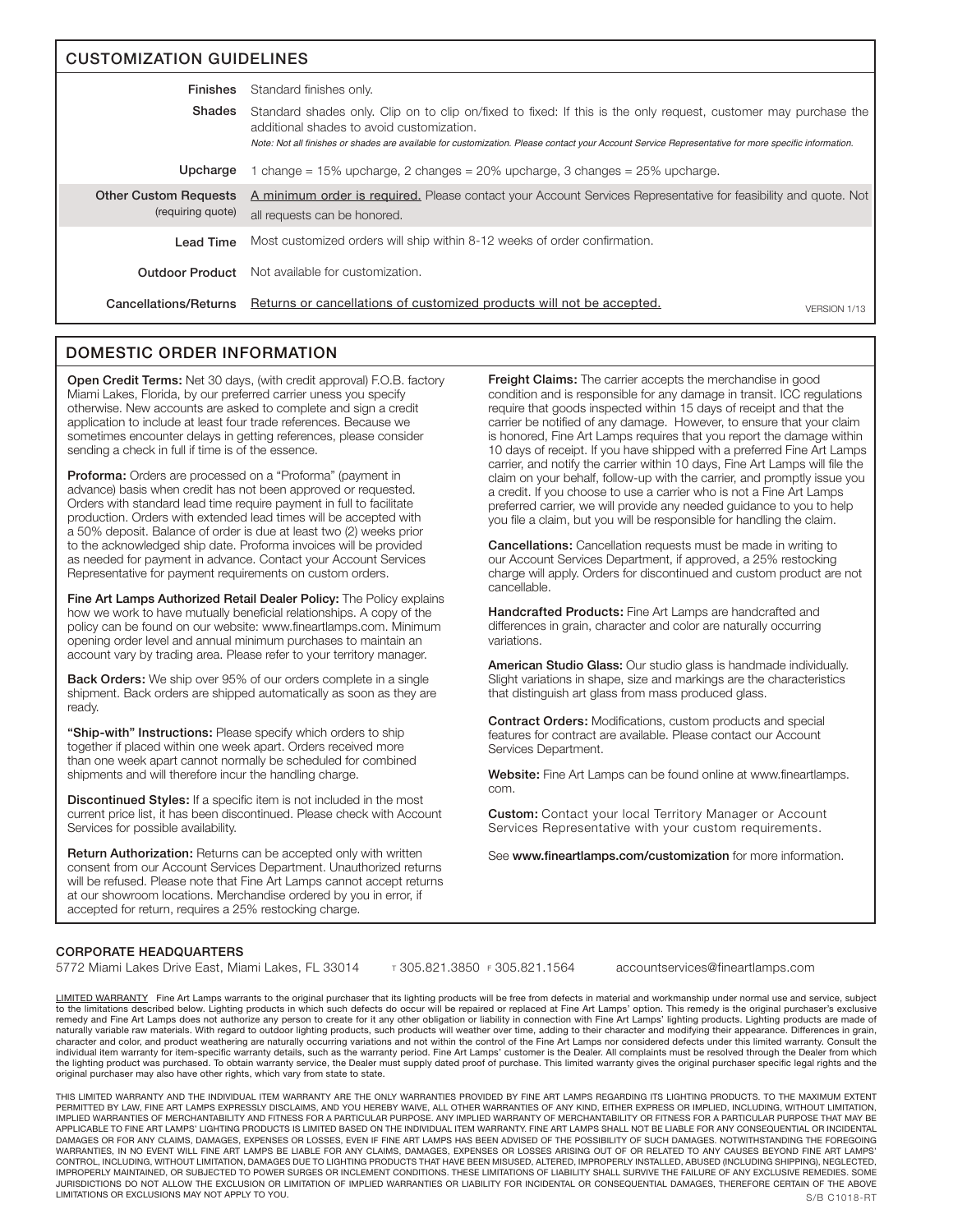## CUSTOMIZATION GUIDELINES

| | |
|---|---|
| **Finishes** | Standard finishes only. |
| **Shades** | Standard shades only. Clip on to clip on/fixed to fixed: If this is the only request, customer may purchase the additional shades to avoid customization. *Note: Not all finishes or shades are available for customization. Please contact your Account Service Representative for more specific information.* |
| **Upcharge** | 1 change = 15% upcharge, 2 changes = 20% upcharge, 3 changes = 25% upcharge. |
| **Other Custom Requests** (requiring quote) | A minimum order is required. Please contact your Account Services Representative for feasibility and quote. Not all requests can be honored. |
| **Lead Time** | Most customized orders will ship within 8-12 weeks of order confirmation. |
| **Outdoor Product** | Not available for customization. |
| **Cancellations/Returns** | Returns or cancellations of customized products will not be accepted. |

VERSION 1/13

## DOMESTIC ORDER INFORMATION

**Open Credit Terms:** Net 30 days, (with credit approval) F.O.B. factory Miami Lakes, Florida, by our preferred carrier uness you specify otherwise. New accounts are asked to complete and sign a credit application to include at least four trade references. Because we sometimes encounter delays in getting references, please consider sending a check in full if time is of the essence.

**Proforma:** Orders are processed on a "Proforma" (payment in advance) basis when credit has not been approved or requested. Orders with standard lead time require payment in full to facilitate production. Orders with extended lead times will be accepted with a 50% deposit. Balance of order is due at least two (2) weeks prior to the acknowledged ship date. Proforma invoices will be provided as needed for payment in advance. Contact your Account Services Representative for payment requirements on custom orders.

**Fine Art Lamps Authorized Retail Dealer Policy:** The Policy explains how we work to have mutually beneficial relationships. A copy of the policy can be found on our website: www.fineartlamps.com. Minimum opening order level and annual minimum purchases to maintain an account vary by trading area. Please refer to your territory manager.

**Back Orders:** We ship over 95% of our orders complete in a single shipment. Back orders are shipped automatically as soon as they are ready.

**"Ship-with" Instructions:** Please specify which orders to ship together if placed within one week apart. Orders received more than one week apart cannot normally be scheduled for combined shipments and will therefore incur the handling charge.

**Discontinued Styles:** If a specific item is not included in the most current price list, it has been discontinued. Please check with Account Services for possible availability.

**Return Authorization:** Returns can be accepted only with written consent from our Account Services Department. Unauthorized returns will be refused. Please note that Fine Art Lamps cannot accept returns at our showroom locations. Merchandise ordered by you in error, if accepted for return, requires a 25% restocking charge.

**Freight Claims:** The carrier accepts the merchandise in good condition and is responsible for any damage in transit. ICC regulations require that goods inspected within 15 days of receipt and that the carrier be notified of any damage. However, to ensure that your claim is honored, Fine Art Lamps requires that you report the damage within 10 days of receipt. If you have shipped with a preferred Fine Art Lamps carrier, and notify the carrier within 10 days, Fine Art Lamps will file the claim on your behalf, follow-up with the carrier, and promptly issue you a credit. If you choose to use a carrier who is not a Fine Art Lamps preferred carrier, we will provide any needed guidance to you to help you file a claim, but you will be responsible for handling the claim.

**Cancellations:** Cancellation requests must be made in writing to our Account Services Department, if approved, a 25% restocking charge will apply. Orders for discontinued and custom product are not cancellable.

**Handcrafted Products:** Fine Art Lamps are handcrafted and differences in grain, character and color are naturally occurring variations.

**American Studio Glass:** Our studio glass is handmade individually. Slight variations in shape, size and markings are the characteristics that distinguish art glass from mass produced glass.

**Contract Orders:** Modifications, custom products and special features for contract are available. Please contact our Account Services Department.

**Website:** Fine Art Lamps can be found online at www.fineartlamps.com.

**Custom:** Contact your local Territory Manager or Account Services Representative with your custom requirements.

See **www.fineartlamps.com/customization** for more information.

**CORPORATE HEADQUARTERS**

5772 Miami Lakes Drive East, Miami Lakes, FL 33014 T 305.821.3850 F 305.821.1564 accountservices@fineartlamps.com

LIMITED WARRANTY Fine Art Lamps warrants to the original purchaser that its lighting products will be free from defects in material and workmanship under normal use and service, subject to the limitations described below. Lighting products in which such defects do occur will be repaired or replaced at Fine Art Lamps' option. This remedy is the original purchaser's exclusive remedy and Fine Art Lamps does not authorize any person to create for it any other obligation or liability in connection with Fine Art Lamps' lighting products. Lighting products are made of naturally variable raw materials. With regard to outdoor lighting products, such products will weather over time, adding to their character and modifying their appearance. Differences in grain, character and color, and product weathering are naturally occurring variations and not within the control of the Fine Art Lamps nor considered defects under this limited warranty. Consult the individual item warranty for item-specific warranty details, such as the warranty period. Fine Art Lamps' customer is the Dealer. All complaints must be resolved through the Dealer from which the lighting product was purchased. To obtain warranty service, the Dealer must supply dated proof of purchase. This limited warranty gives the original purchaser specific legal rights and the original purchaser may also have other rights, which vary from state to state.

THIS LIMITED WARRANTY AND THE INDIVIDUAL ITEM WARRANTY ARE THE ONLY WARRANTIES PROVIDED BY FINE ART LAMPS REGARDING ITS LIGHTING PRODUCTS. TO THE MAXIMUM EXTENT PERMITTED BY LAW, FINE ART LAMPS EXPRESSLY DISCLAIMS, AND YOU HEREBY WAIVE, ALL OTHER WARRANTIES OF ANY KIND, EITHER EXPRESS OR IMPLIED, INCLUDING, WITHOUT LIMITATION, IMPLIED WARRANTIES OF MERCHANTABILITY AND FITNESS FOR A PARTICULAR PURPOSE. ANY IMPLIED WARRANTY OF MERCHANTABILITY OR FITNESS FOR A PARTICULAR PURPOSE THAT MAY BE APPLICABLE TO FINE ART LAMPS' LIGHTING PRODUCTS IS LIMITED BASED ON THE INDIVIDUAL ITEM WARRANTY. FINE ART LAMPS SHALL NOT BE LIABLE FOR ANY CONSEQUENTIAL OR INCIDENTAL DAMAGES OR FOR ANY CLAIMS, DAMAGES, EXPENSES OR LOSSES, EVEN IF FINE ART LAMPS HAS BEEN ADVISED OF THE POSSIBILITY OF SUCH DAMAGES. NOTWITHSTANDING THE FOREGOING WARRANTIES, IN NO EVENT WILL FINE ART LAMPS BE LIABLE FOR ANY CLAIMS, DAMAGES, EXPENSES OR LOSSES ARISING OUT OF OR RELATED TO ANY CAUSES BEYOND FINE ART LAMPS' CONTROL, INCLUDING, WITHOUT LIMITATION, DAMAGES DUE TO LIGHTING PRODUCTS THAT HAVE BEEN MISUSED, ALTERED, IMPROPERLY INSTALLED, ABUSED (INCLUDING SHIPPING), NEGLECTED, IMPROPERLY MAINTAINED, OR SUBJECTED TO POWER SURGES OR INCLEMENT CONDITIONS. THESE LIMITATIONS OF LIABILITY SHALL SURVIVE THE FAILURE OF ANY EXCLUSIVE REMEDIES. SOME JURISDICTIONS DO NOT ALLOW THE EXCLUSION OR LIMITATION OF IMPLIED WARRANTIES OR LIABILITY FOR INCIDENTAL OR CONSEQUENTIAL DAMAGES, THEREFORE CERTAIN OF THE ABOVE LIMITATIONS OR EXCLUSIONS MAY NOT APPLY TO YOU.

S/B C1018-RT